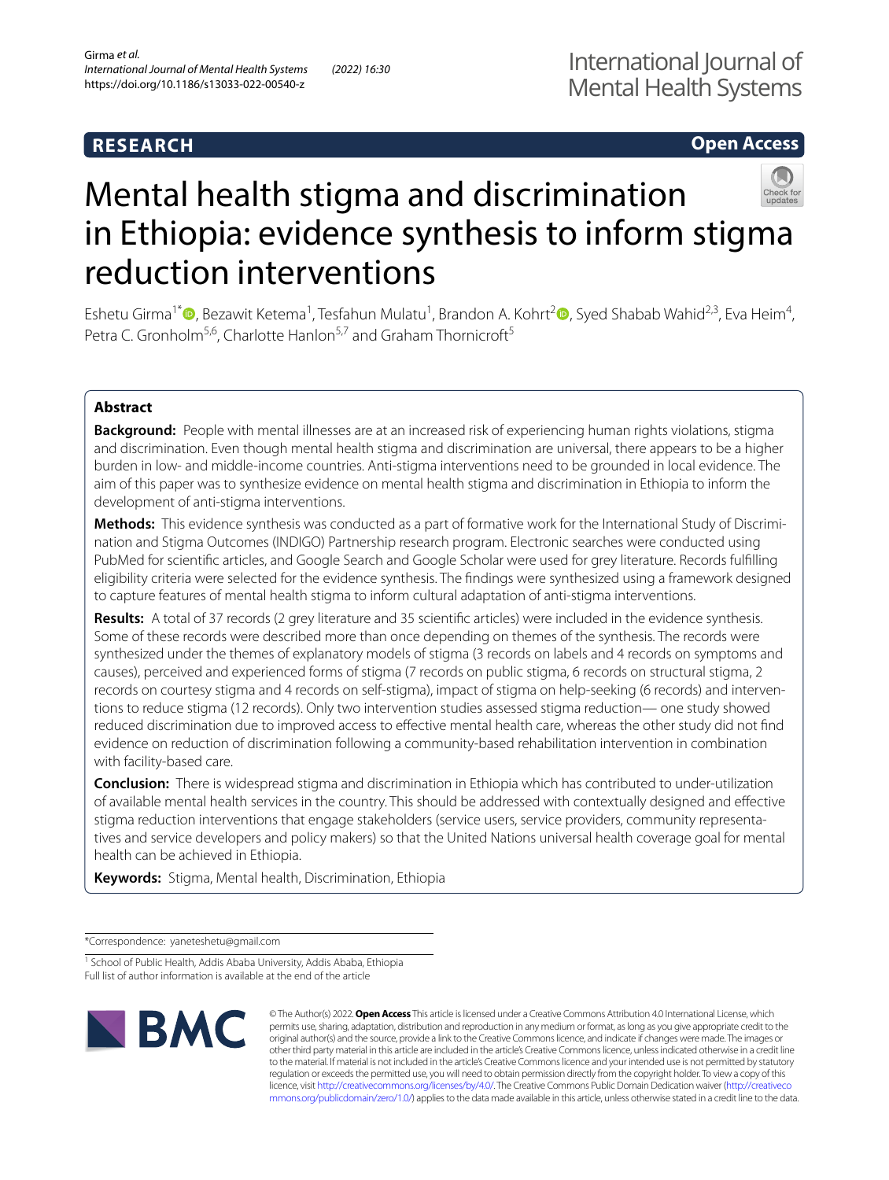RESEARCH

Open Access

# Mental health stigma and discrimination in Ethiopia: evidence synthesis to inform stigma reduction interventions

Eshetu Girma[1*], Bezawit Ketema[1], Tesfahun Mulatu[1], Brandon A. Kohrt[2], Syed Shabab Wahid[2,3], Eva Heim[4], Petra C. Gronholm[5,6], Charlotte Hanlon[5,7] and Graham Thornicroft[5]

## Abstract

**Background:** People with mental illnesses are at an increased risk of experiencing human rights violations, stigma and discrimination. Even though mental health stigma and discrimination are universal, there appears to be a higher burden in low- and middle-income countries. Anti-stigma interventions need to be grounded in local evidence. The aim of this paper was to synthesize evidence on mental health stigma and discrimination in Ethiopia to inform the development of anti-stigma interventions.

**Methods:** This evidence synthesis was conducted as a part of formative work for the International Study of Discrimination and Stigma Outcomes (INDIGO) Partnership research program. Electronic searches were conducted using PubMed for scientific articles, and Google Search and Google Scholar were used for grey literature. Records fulfilling eligibility criteria were selected for the evidence synthesis. The findings were synthesized using a framework designed to capture features of mental health stigma to inform cultural adaptation of anti-stigma interventions.

**Results:** A total of 37 records (2 grey literature and 35 scientific articles) were included in the evidence synthesis. Some of these records were described more than once depending on themes of the synthesis. The records were synthesized under the themes of explanatory models of stigma (3 records on labels and 4 records on symptoms and causes), perceived and experienced forms of stigma (7 records on public stigma, 6 records on structural stigma, 2 records on courtesy stigma and 4 records on self-stigma), impact of stigma on help-seeking (6 records) and interventions to reduce stigma (12 records). Only two intervention studies assessed stigma reduction— one study showed reduced discrimination due to improved access to effective mental health care, whereas the other study did not find evidence on reduction of discrimination following a community-based rehabilitation intervention in combination with facility-based care.

**Conclusion:** There is widespread stigma and discrimination in Ethiopia which has contributed to under-utilization of available mental health services in the country. This should be addressed with contextually designed and effective stigma reduction interventions that engage stakeholders (service users, service providers, community representatives and service developers and policy makers) so that the United Nations universal health coverage goal for mental health can be achieved in Ethiopia.

**Keywords:** Stigma, Mental health, Discrimination, Ethiopia

*Correspondence: yaneteshetu@gmail.com

[1] School of Public Health, Addis Ababa University, Addis Ababa, Ethiopia
Full list of author information is available at the end of the article

© The Author(s) 2022. **Open Access** This article is licensed under a Creative Commons Attribution 4.0 International License, which permits use, sharing, adaptation, distribution and reproduction in any medium or format, as long as you give appropriate credit to the original author(s) and the source, provide a link to the Creative Commons licence, and indicate if changes were made. The images or other third party material in this article are included in the article's Creative Commons licence, unless indicated otherwise in a credit line to the material. If material is not included in the article's Creative Commons licence and your intended use is not permitted by statutory regulation or exceeds the permitted use, you will need to obtain permission directly from the copyright holder. To view a copy of this licence, visit http://creativecommons.org/licenses/by/4.0/. The Creative Commons Public Domain Dedication waiver (http://creativecommons.org/publicdomain/zero/1.0/) applies to the data made available in this article, unless otherwise stated in a credit line to the data.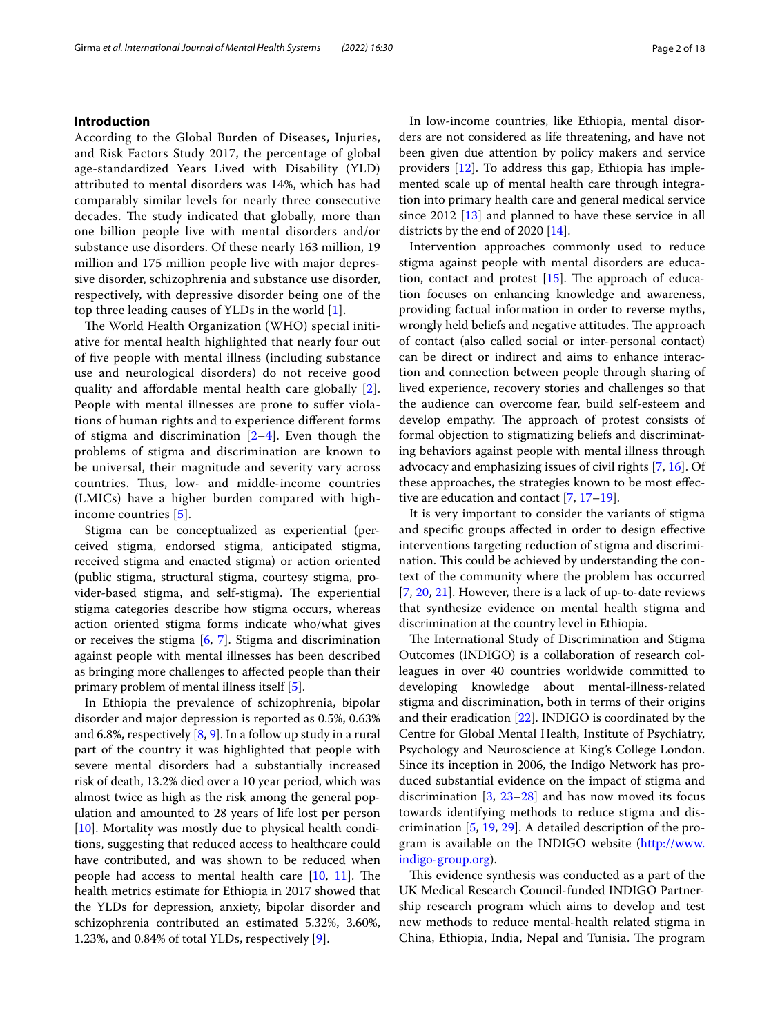## Introduction

According to the Global Burden of Diseases, Injuries, and Risk Factors Study 2017, the percentage of global age-standardized Years Lived with Disability (YLD) attributed to mental disorders was 14%, which has had comparably similar levels for nearly three consecutive decades. The study indicated that globally, more than one billion people live with mental disorders and/or substance use disorders. Of these nearly 163 million, 19 million and 175 million people live with major depressive disorder, schizophrenia and substance use disorder, respectively, with depressive disorder being one of the top three leading causes of YLDs in the world [1].

The World Health Organization (WHO) special initiative for mental health highlighted that nearly four out of five people with mental illness (including substance use and neurological disorders) do not receive good quality and affordable mental health care globally [2]. People with mental illnesses are prone to suffer violations of human rights and to experience different forms of stigma and discrimination [2–4]. Even though the problems of stigma and discrimination are known to be universal, their magnitude and severity vary across countries. Thus, low- and middle-income countries (LMICs) have a higher burden compared with high-income countries [5].

Stigma can be conceptualized as experiential (perceived stigma, endorsed stigma, anticipated stigma, received stigma and enacted stigma) or action oriented (public stigma, structural stigma, courtesy stigma, provider-based stigma, and self-stigma). The experiential stigma categories describe how stigma occurs, whereas action oriented stigma forms indicate who/what gives or receives the stigma [6, 7]. Stigma and discrimination against people with mental illnesses has been described as bringing more challenges to affected people than their primary problem of mental illness itself [5].

In Ethiopia the prevalence of schizophrenia, bipolar disorder and major depression is reported as 0.5%, 0.63% and 6.8%, respectively [8, 9]. In a follow up study in a rural part of the country it was highlighted that people with severe mental disorders had a substantially increased risk of death, 13.2% died over a 10 year period, which was almost twice as high as the risk among the general population and amounted to 28 years of life lost per person [10]. Mortality was mostly due to physical health conditions, suggesting that reduced access to healthcare could have contributed, and was shown to be reduced when people had access to mental health care [10, 11]. The health metrics estimate for Ethiopia in 2017 showed that the YLDs for depression, anxiety, bipolar disorder and schizophrenia contributed an estimated 5.32%, 3.60%, 1.23%, and 0.84% of total YLDs, respectively [9].

In low-income countries, like Ethiopia, mental disorders are not considered as life threatening, and have not been given due attention by policy makers and service providers [12]. To address this gap, Ethiopia has implemented scale up of mental health care through integration into primary health care and general medical service since 2012 [13] and planned to have these service in all districts by the end of 2020 [14].

Intervention approaches commonly used to reduce stigma against people with mental disorders are education, contact and protest [15]. The approach of education focuses on enhancing knowledge and awareness, providing factual information in order to reverse myths, wrongly held beliefs and negative attitudes. The approach of contact (also called social or inter-personal contact) can be direct or indirect and aims to enhance interaction and connection between people through sharing of lived experience, recovery stories and challenges so that the audience can overcome fear, build self-esteem and develop empathy. The approach of protest consists of formal objection to stigmatizing beliefs and discriminating behaviors against people with mental illness through advocacy and emphasizing issues of civil rights [7, 16]. Of these approaches, the strategies known to be most effective are education and contact [7, 17–19].

It is very important to consider the variants of stigma and specific groups affected in order to design effective interventions targeting reduction of stigma and discrimination. This could be achieved by understanding the context of the community where the problem has occurred [7, 20, 21]. However, there is a lack of up-to-date reviews that synthesize evidence on mental health stigma and discrimination at the country level in Ethiopia.

The International Study of Discrimination and Stigma Outcomes (INDIGO) is a collaboration of research colleagues in over 40 countries worldwide committed to developing knowledge about mental-illness-related stigma and discrimination, both in terms of their origins and their eradication [22]. INDIGO is coordinated by the Centre for Global Mental Health, Institute of Psychiatry, Psychology and Neuroscience at King's College London. Since its inception in 2006, the Indigo Network has produced substantial evidence on the impact of stigma and discrimination [3, 23–28] and has now moved its focus towards identifying methods to reduce stigma and discrimination [5, 19, 29]. A detailed description of the program is available on the INDIGO website (http://www.indigo-group.org).

This evidence synthesis was conducted as a part of the UK Medical Research Council-funded INDIGO Partnership research program which aims to develop and test new methods to reduce mental-health related stigma in China, Ethiopia, India, Nepal and Tunisia. The program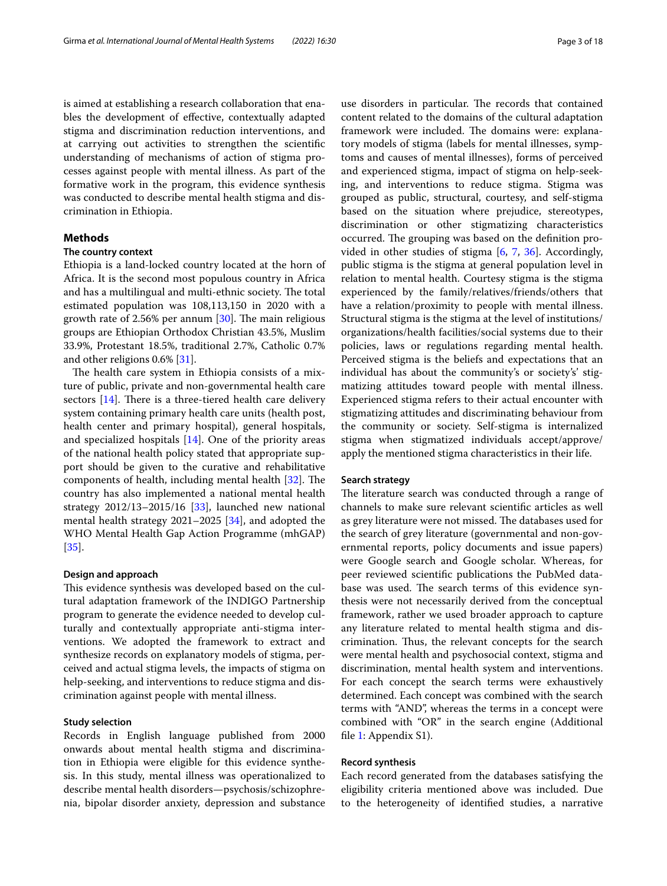is aimed at establishing a research collaboration that enables the development of effective, contextually adapted stigma and discrimination reduction interventions, and at carrying out activities to strengthen the scientific understanding of mechanisms of action of stigma processes against people with mental illness. As part of the formative work in the program, this evidence synthesis was conducted to describe mental health stigma and discrimination in Ethiopia.

## Methods

### The country context

Ethiopia is a land-locked country located at the horn of Africa. It is the second most populous country in Africa and has a multilingual and multi-ethnic society. The total estimated population was 108,113,150 in 2020 with a growth rate of 2.56% per annum [30]. The main religious groups are Ethiopian Orthodox Christian 43.5%, Muslim 33.9%, Protestant 18.5%, traditional 2.7%, Catholic 0.7% and other religions 0.6% [31].

The health care system in Ethiopia consists of a mixture of public, private and non-governmental health care sectors [14]. There is a three-tiered health care delivery system containing primary health care units (health post, health center and primary hospital), general hospitals, and specialized hospitals [14]. One of the priority areas of the national health policy stated that appropriate support should be given to the curative and rehabilitative components of health, including mental health [32]. The country has also implemented a national mental health strategy 2012/13–2015/16 [33], launched new national mental health strategy 2021–2025 [34], and adopted the WHO Mental Health Gap Action Programme (mhGAP) [35].

### Design and approach

This evidence synthesis was developed based on the cultural adaptation framework of the INDIGO Partnership program to generate the evidence needed to develop culturally and contextually appropriate anti-stigma interventions. We adopted the framework to extract and synthesize records on explanatory models of stigma, perceived and actual stigma levels, the impacts of stigma on help-seeking, and interventions to reduce stigma and discrimination against people with mental illness.

### Study selection

Records in English language published from 2000 onwards about mental health stigma and discrimination in Ethiopia were eligible for this evidence synthesis. In this study, mental illness was operationalized to describe mental health disorders—psychosis/schizophrenia, bipolar disorder anxiety, depression and substance use disorders in particular. The records that contained content related to the domains of the cultural adaptation framework were included. The domains were: explanatory models of stigma (labels for mental illnesses, symptoms and causes of mental illnesses), forms of perceived and experienced stigma, impact of stigma on help-seeking, and interventions to reduce stigma. Stigma was grouped as public, structural, courtesy, and self-stigma based on the situation where prejudice, stereotypes, discrimination or other stigmatizing characteristics occurred. The grouping was based on the definition provided in other studies of stigma [6, 7, 36]. Accordingly, public stigma is the stigma at general population level in relation to mental health. Courtesy stigma is the stigma experienced by the family/relatives/friends/others that have a relation/proximity to people with mental illness. Structural stigma is the stigma at the level of institutions/organizations/health facilities/social systems due to their policies, laws or regulations regarding mental health. Perceived stigma is the beliefs and expectations that an individual has about the community's or society's' stigmatizing attitudes toward people with mental illness. Experienced stigma refers to their actual encounter with stigmatizing attitudes and discriminating behaviour from the community or society. Self-stigma is internalized stigma when stigmatized individuals accept/approve/apply the mentioned stigma characteristics in their life.

### Search strategy

The literature search was conducted through a range of channels to make sure relevant scientific articles as well as grey literature were not missed. The databases used for the search of grey literature (governmental and non-governmental reports, policy documents and issue papers) were Google search and Google scholar. Whereas, for peer reviewed scientific publications the PubMed database was used. The search terms of this evidence synthesis were not necessarily derived from the conceptual framework, rather we used broader approach to capture any literature related to mental health stigma and discrimination. Thus, the relevant concepts for the search were mental health and psychosocial context, stigma and discrimination, mental health system and interventions. For each concept the search terms were exhaustively determined. Each concept was combined with the search terms with "AND", whereas the terms in a concept were combined with "OR" in the search engine (Additional file 1: Appendix S1).

### Record synthesis

Each record generated from the databases satisfying the eligibility criteria mentioned above was included. Due to the heterogeneity of identified studies, a narrative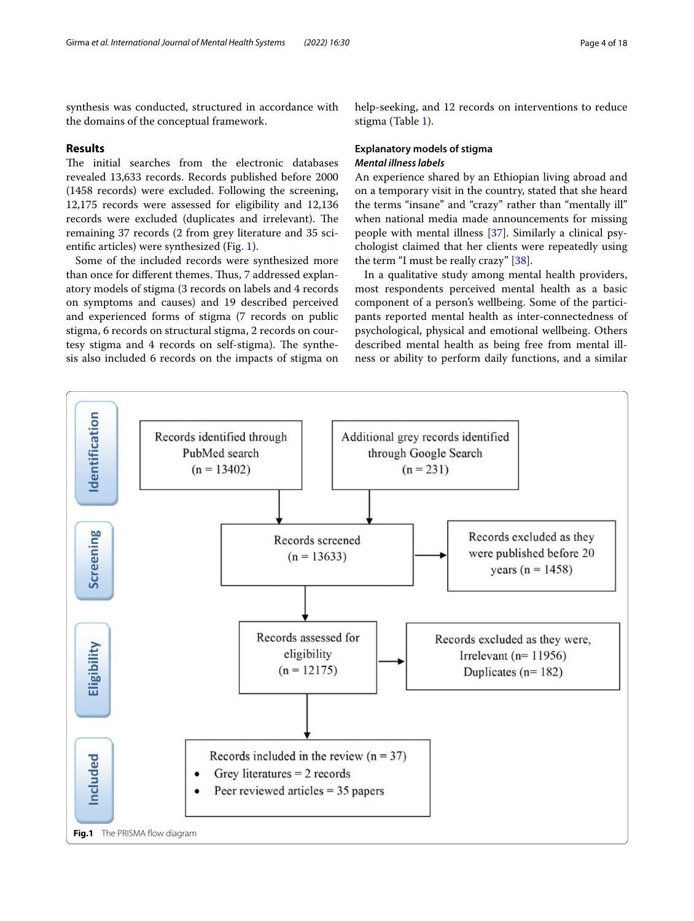synthesis was conducted, structured in accordance with the domains of the conceptual framework.

## Results

The initial searches from the electronic databases revealed 13,633 records. Records published before 2000 (1458 records) were excluded. Following the screening, 12,175 records were assessed for eligibility and 12,136 records were excluded (duplicates and irrelevant). The remaining 37 records (2 from grey literature and 35 scientific articles) were synthesized (Fig. 1).

Some of the included records were synthesized more than once for different themes. Thus, 7 addressed explanatory models of stigma (3 records on labels and 4 records on symptoms and causes) and 19 described perceived and experienced forms of stigma (7 records on public stigma, 6 records on structural stigma, 2 records on courtesy stigma and 4 records on self-stigma). The synthesis also included 6 records on the impacts of stigma on help-seeking, and 12 records on interventions to reduce stigma (Table 1).

### Explanatory models of stigma

#### *Mental illness labels*

An experience shared by an Ethiopian living abroad and on a temporary visit in the country, stated that she heard the terms "insane" and "crazy" rather than "mentally ill" when national media made announcements for missing people with mental illness [37]. Similarly a clinical psychologist claimed that her clients were repeatedly using the term "I must be really crazy" [38].

In a qualitative study among mental health providers, most respondents perceived mental health as a basic component of a person's wellbeing. Some of the participants reported mental health as inter-connectedness of psychological, physical and emotional wellbeing. Others described mental health as being free from mental illness or ability to perform daily functions, and a similar

**Identification**

Records identified through PubMed search (n = 13402)

Additional grey records identified through Google Search (n = 231)

**Screening**

Records screened (n = 13633)

Records excluded as they were published before 20 years (n = 1458)

**Eligibility**

Records assessed for eligibility (n = 12175)

Records excluded as they were, Irrelevant (n= 11956) Duplicates (n= 182)

**Included**

Records included in the review (n = 37)
- Grey literatures = 2 records
- Peer reviewed articles = 35 papers

**Fig. 1** The PRISMA flow diagram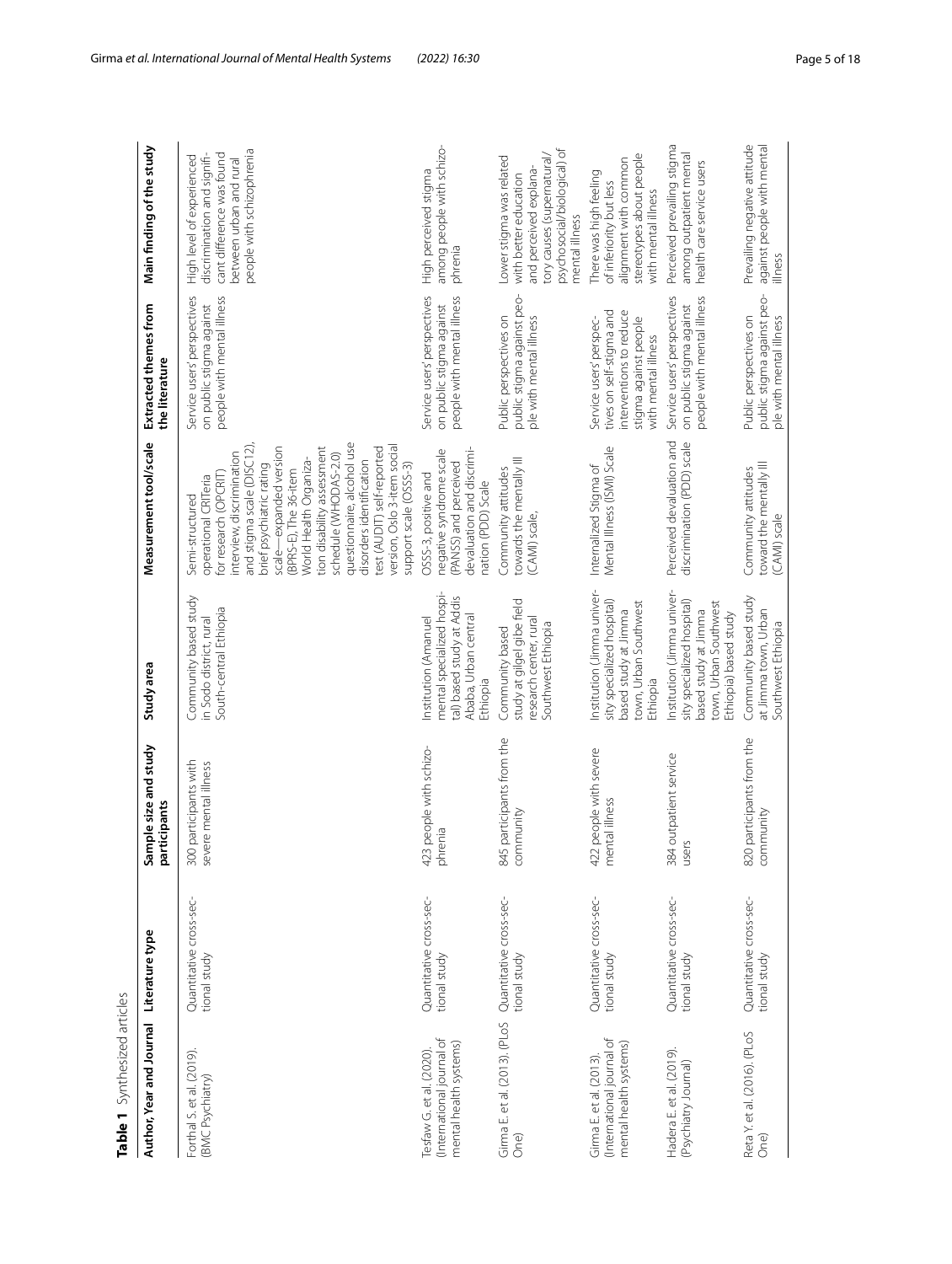**Table 1** Synthesized articles

| Author, Year and Journal | Literature type | Sample size and study participants | Study area | Measurement tool/scale | Extracted themes from the literature | Main finding of the study |
|---|---|---|---|---|---|---|
| Forthal S. et al. (2019). (BMC Psychiatry) | Quantitative cross-sectional study | 300 participants with severe mental illness | Community based study in Sodo district, rural South-central Ethiopia | Semi-structured operational CRITeria for research (OPCRIT) interview, discrimination and stigma scale (DISC12), brief psychiatric rating scale—expanded version (BPRS-E), The 36-item World Health Organization disability assessment schedule (WHODAS-2.0) questionnaire, alcohol use disorders identification test (AUDIT) self-reported version, Oslo 3-item social support scale (OSSS-3) | Service users' perspectives on public stigma against people with mental illness | High level of experienced discrimination and significant difference was found between urban and rural people with schizophrenia |
| Tesfaw G. et al. (2020). (International journal of mental health systems) | Quantitative cross-sectional study | 423 people with schizophrenia | Institution (Amanuel mental specialized hospital) based study at Addis Ababa, Urban central Ethiopia | OSSS-3, positive and negative syndrome scale (PANSS) and perceived devaluation and discrimination (PDD) Scale | Service users' perspectives on public stigma against people with mental illness | High perceived stigma among people with schizophrenia |
| Girma E. et al. (2013). (PLoS One) | Quantitative cross-sectional study | 845 participants from the community | Community based study at gilgel gibe field research center, rural Southwest Ethiopia | Community attitudes towards the mentally Ill (CAMI) scale, | Public perspectives on public stigma against people with mental illness | Lower stigma was related with better education and perceived explanatory causes (supernatural/psychosocial/biological) of mental illness |
| Girma E. et al. (2013). (International journal of mental health systems) | Quantitative cross-sectional study | 422 people with severe mental illness | Institution (Jimma university specialized hospital) based study at Jimma town, Urban Southwest Ethiopia | Internalized Stigma of Mental Illness (ISMI) Scale | Service users' perspectives on self-stigma and interventions to reduce stigma against people with mental illness | There was high feeling of inferiority but less alignment with common stereotypes about people with mental illness |
| Hadera E. et al. (2019). (Psychiatry Journal) | Quantitative cross-sectional study | 384 outpatient service users | Institution (Jimma university specialized hospital) based study at Jimma town, Urban Southwest Ethiopia) based study | Perceived devaluation and discrimination (PDD) scale | Service users' perspectives on public stigma against people with mental illness | Perceived prevailing stigma among outpatient mental health care service users |
| Reta Y. et al. (2016). (PLoS One) | Quantitative cross-sectional study | 820 participants from the community | Community based study at Jimma town, Urban Southwest Ethiopia | Community attitudes toward the mentally Ill (CAMI) scale | Public perspectives on public stigma against people with mental illness | Prevailing negative attitude against people with mental illness |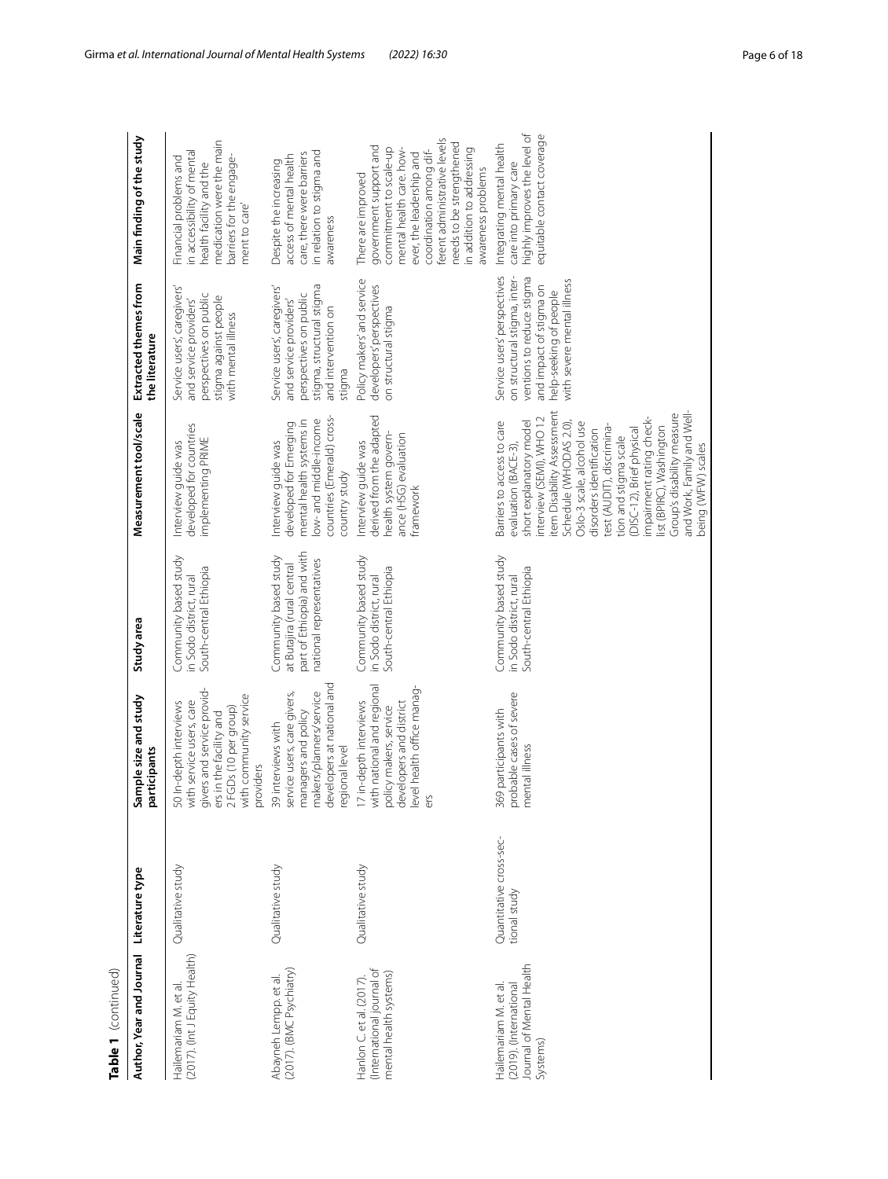**Table 1** (continued)

| Author, Year and Journal | Literature type | Sample size and study participants | Study area | Measurement tool/scale | Extracted themes from the literature | Main finding of the study |
|---|---|---|---|---|---|---|
| Hailemariam M. et al. (2017). (Int J Equity Health) | Qualitative study | 50 In-depth interviews with service users, care givers and service providers in the facility and 2 FGDs (10 per group) with community service providers | Community based study in Sodo district, rural South-central Ethiopia | Interview guide was developed for countries implementing PRIME | Service users', caregivers' and service providers' perspectives on public stigma against people with mental illness | Financial problems and in accessibility of mental health facility and the medication were the main barriers for the engagement to care' |
| Abayneh Lempp. et al. (2017). (BMC Psychiatry) | Qualitative study | 39 interviews with service users, care givers, managers and policy makers/planners/service developers at national and regional level | Community based study at Butajira (rural central part of Ethiopia) and with national representatives | Interview guide was developed for Emerging mental health systems in low- and middle-income countries (Emerald) cross-country study | Service users', caregivers' and service providers' perspectives on public stigma, structural stigma and intervention on stigma | Despite the increasing access of mental health care, there were barriers in relation to stigma and awareness |
| Hanlon C. et al (2017). (International journal of mental health systems) | Qualitative study | 17 in-depth interviews with national and regional policy makers, service developers and district level health office managers | Community based study in Sodo district, rural South-central Ethiopia | Interview guide was derived from the adapted health system governance (HSG) evaluation framework | Policy makers' and service developers' perspectives on structural stigma | There are improved government support and commitment to scale-up mental health care, however, the leadership and coordination among different administrative levels needs to be strengthened in addition to addressing awareness problems |
| Hailemariam M. et al. (2019). (International Journal of Mental Health Systems) | Quantitative cross-sectional study | 369 participants with probable cases of severe mental illness | Community based study in Sodo district, rural South-central Ethiopia | Barriers to access to care evaluation (BACE-3), short explanatory model interview (SEMI), WHO 12 item Disability Assessment Schedule (WHODAS 2.0), Oslo-3 scale, alcohol use disorders identification test (AUDIT), discrimination and stigma scale (DISC-12), Brief physical impairment rating checklist (BPIRC), Washington Group's disability measure and Work, Family and Well-being (WFW) scales | Service users' perspectives on structural stigma, interventions to reduce stigma and impact of stigma on help-seeking of people with severe mental illness | Integrating mental health care into primary care highly improves the level of equitable contact coverage |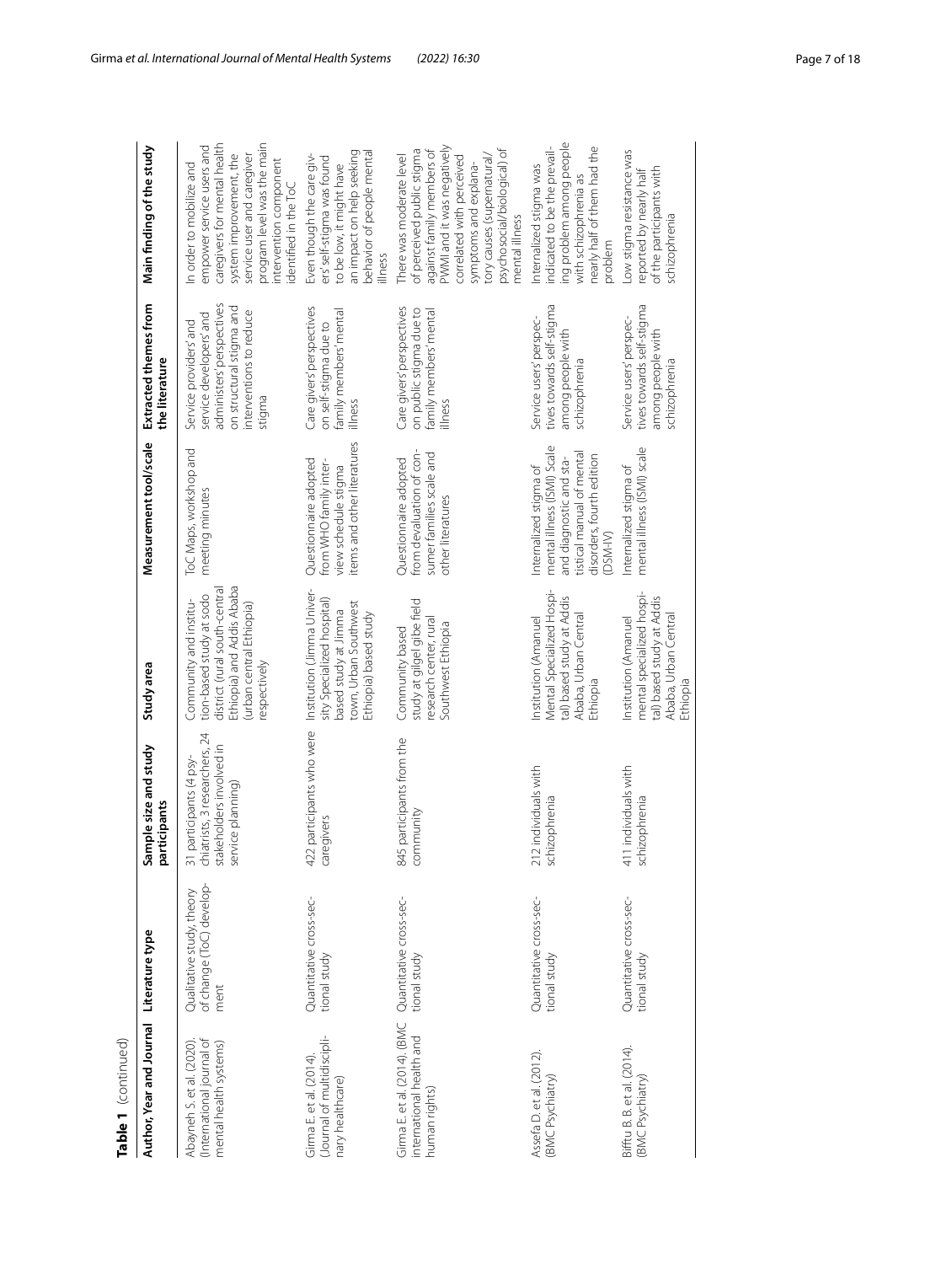**Table 1** (continued)

| Author, Year and Journal | Literature type | Sample size and study participants | Study area | Measurement tool/scale | Extracted themes from the literature | Main finding of the study |
|---|---|---|---|---|---|---|
| Abayneh S. et al. (2020). (International journal of mental health systems) | Qualitative study, theory of change (ToC) development | 31 participants (4 psychiatrists, 3 researchers, 24 stakeholders involved in service planning) | Community and institution-based study at sodo district (rural south-central Ethiopia) and Addis Ababa (urban central Ethiopia) respectively | ToC Maps, workshop and meeting minutes | Service providers' and service developers' and administrers' perspectives on structural stigma and interventions to reduce stigma | In order to mobilize and empower service users and caregivers for mental health system improvement, the service user and caregiver program level was the main intervention component identified in the ToC |
| Girma E. et al. (2014). (Journal of multidisciplinary healthcare) | Quantitative cross-sectional study | 422 participants who were caregivers | Institution (Jimma University Specialized hospital) based study at Jimma town, Urban Southwest Ethiopia) based study | Questionnaire adopted from WHO family interview schedule stigma items and other literatures | Care givers' perspectives on self-stigma due to family members' mental illness | Even though the care givers' self-stigma was found to be low, it might have an impact on help seeking behavior of people mental illness |
| Girma E. et al. (2014). (BMC international health and human rights) | Quantitative cross-sectional study | 845 participants from the community | Community based study at gilgel gibe field research center, rural Southwest Ethiopia | Questionnaire adopted from devaluation of consumer families scale and other literatures | Care givers' perspectives on public stigma due to family members' mental illness | There was moderate level of perceived public stigma against family members of PWMI and it was negatively correlated with perceived symptoms and explanatory causes (supernatural/psychosocial/biological) of mental illness |
| Assefa D. et al. (2012). (BMC Psychiatry) | Quantitative cross-sectional study | 212 individuals with schizophrenia | Institution (Amanuel Mental Specialized Hospital) based study at Addis Ababa, Urban Central Ethiopia | Internalized stigma of mental illness (ISMI) Scale and diagnostic and statistical manual of mental disorders, fourth edition (DSM-IV) | Service users' perspectives towards self-stigma among people with schizophrenia | Internalized stigma was indicated to be the prevailing problem among people with schizophrenia as nearly half of them had the problem |
| Bifftu B. B. et al. (2014). (BMC Psychiatry) | Quantitative cross-sectional study | 411 individuals with schizophrenia | Institution (Amanuel mental specialized hospital) based study at Addis Ababa, Urban Central Ethiopia | Internalized stigma of mental illness (ISMI) scale | Service users' perspectives towards self-stigma among people with schizophrenia | Low stigma resistance was reported by nearly half of the participants with schizophrenia |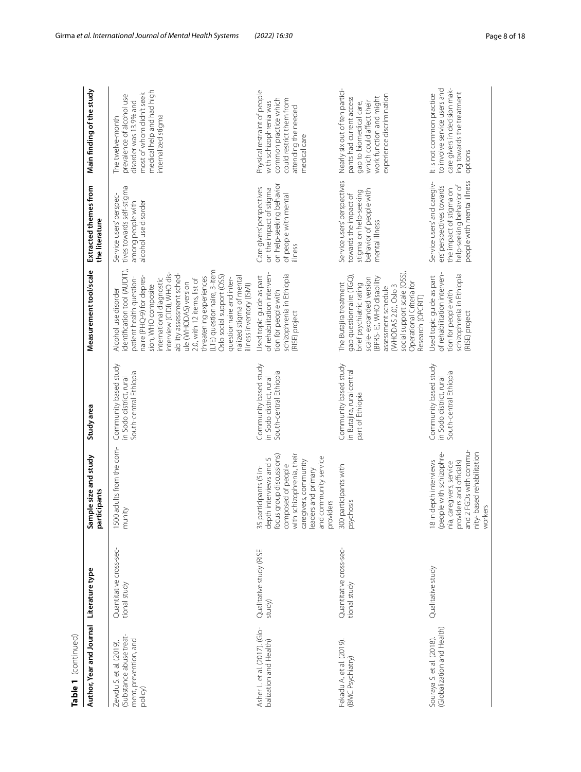**Table 1** (continued)

| Author, Year and Journal | Literature type | Sample size and study participants | Study area | Measurement tool/scale | Extracted themes from the literature | Main finding of the study |
|---|---|---|---|---|---|---|
| Zewdu S. et al. (2019). (Substance abuse treatment, prevention, and policy) | Quantitative cross-sectional study | 1500 adults from the community | Community based study in Sodo district, rural South-central Ethiopia | Alcohol use disorder identification tool (AUDIT), patient health questionnaire (PHQ-9) for depression, WHO composite international diagnostic interview (CIDI), WHO disability assessment schedule (WHODAS) version 2.0, with 12 items, list of threatening experiences (LTE) questionnaire, 3-item Oslo social support (OSS) questionnaire and internalized stigma of mental illness inventory (ISMI) | Service users' perspectives towards self-stigma among people with alcohol use disorder | The twelve-month prevalence of alcohol use disorder was 13.9% and most of whom didn't seek medical help and had high internalized stigma |
| Asher L. et al. (2017). (Globalization and Health) | Qualitative study (RISE study) | 35 participants (5 in-depth interviews and 5 focus group discussions) composed of people with schizophrenia, their caregivers, community leaders and primary and community service providers | Community based study in Sodo district, rural South-central Ethiopia | Used topic guide as part of rehabilitation intervention for people with schizophrenia in Ethiopia (RISE) project | Care givers' perspectives on the impact of stigma on help-seeking behavior of people with mental illness | Physical restraint of people with schizophrenia was common practice which could restrict them from attending the needed medical care |
| Fekadu A. et al. (2019). (BMC Psychiatry) | Quantitative cross-sectional study | 300 participants with psychosis | Community based study in Butajira, rural central part of Ethiopia | The Butajira treatment gap questionnaire (TGQ), brief psychiatric rating scale- expanded version (BPRS- E), WHO disability assessment schedule (WHODAS 2.0), Oslo 3 social support scale (OSS), Operational Criteria for Research (OPCRIT) | Service users' perspectives towards the impact of stigma on help-seeking behavior of people with mental illness | Nearly six out of ten participants had current access gap to biomedical care, which could affect their work function and might experience discrimination |
| Souraya S. et al. (2018). (Globalization and Health) | Qualitative study | 18 in depth interviews (people with schizophrenia, caregivers, service providers and officials) and 2 FGDs with community- based rehabilitation workers | Community based study in Sodo district, rural South-central Ethiopia | Used topic guide as part of rehabilitation intervention for people with schizophrenia in Ethiopia (RISE) project | Service users' and caregivers' perspectives towards the impact of stigma on help-seeking behavior of people with mental illness | It is not common practice to involve service users and care givers in decision making towards the treatment options |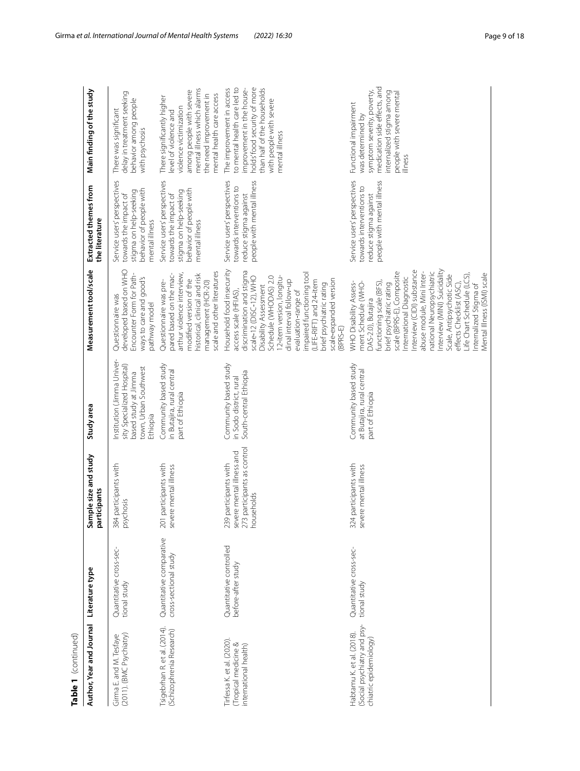**Table 1** (continued)

| Author, Year and Journal | Literature type | Sample size and study participants | Study area | Measurement tool/scale | Extracted themes from the literature | Main finding of the study |
|---|---|---|---|---|---|---|
| Girma E. and M. Tesfaye (2011). (BMC Psychiatry) | Quantitative cross-sectional study | 384 participants with psychosis | Institution (Jimma University Specialized Hospital) based study at Jimma town, Urban Southwest Ethiopia | Questionnaire was developed based on WHO Encounter Form for Pathways to care and good's pathway model | Service users' perspectives towards the impact of stigma on help-seeking behavior of people with mental illness | There was significant delay in treatment seeking behavior among people with psychosis |
| Tsigebrhan R. et al. (2014). (Schizophrenia Research) | Quantitative comparative cross-sectional study | 201 participants with severe mental illness | Community based study in Butajira, rural central part of Ethiopia | Questionnaire was prepared based on the macarthur violence interview, modified version of the historical, clinical and risk management (HCR-20) scale and other literatures | Service users' perspectives towards the impact of stigma on help-seeking behavior of people with mental illness | There significantly higher level of violence and violence victimization among people with severe mental illness which alarms the need improvement in mental health care access |
| Tirfessa K. et al. (2020). (Tropical medicine & international health) | Quantitative controlled before-after study | 239 participants with severe mental illness and 273 participants as control households | Community based study in Sodo district, rural South-central Ethiopia | Household food insecurity access scale (HFIAS), discrimination and stigma scale-12 (DISC-12), WHO Disability Assessment Schedule (WHODAS) 2.0 12-item version, longitudinal interval follow-up evaluation-range of impaired functioning tool (LIFE-RIFT) and 24-item brief psychiatric rating scale-expanded version (BPRS-E) | Service users' perspectives towards interventions to reduce stigma against people with mental illness | The improvement in access to mental health care led to improvement in the household's food security of more than half of the households with people with severe mental illness |
| Habtamu K. et al. (2018). (Social psychiatry and psychiatric epidemiology) | Quantitative cross-sectional study | 324 participants with severe mental illness | Community based study at Butajira, rural central part of Ethiopia | WHO Disability Assessment Schedule (WHO-DAS-2.0), Butajira functioning scale (BFS), brief psychiatric rating scale (BPRS-E), Composite International Diagnostic Interview (CIDI) substance abuse module, Mini International Neuropsychiatric Interview (MINI) Suicidality Scale, Antipsychotic Side effects Checklist (ASC), Life Chart Schedule (LCS), Internalized Stigma of Mental Illness (ISMI) scale | Service users' perspectives towards interventions to reduce stigma against people with mental illness | Functional impairment was determined by symptom severity, poverty, medication side effects, and internalized stigma among people with severe mental illness |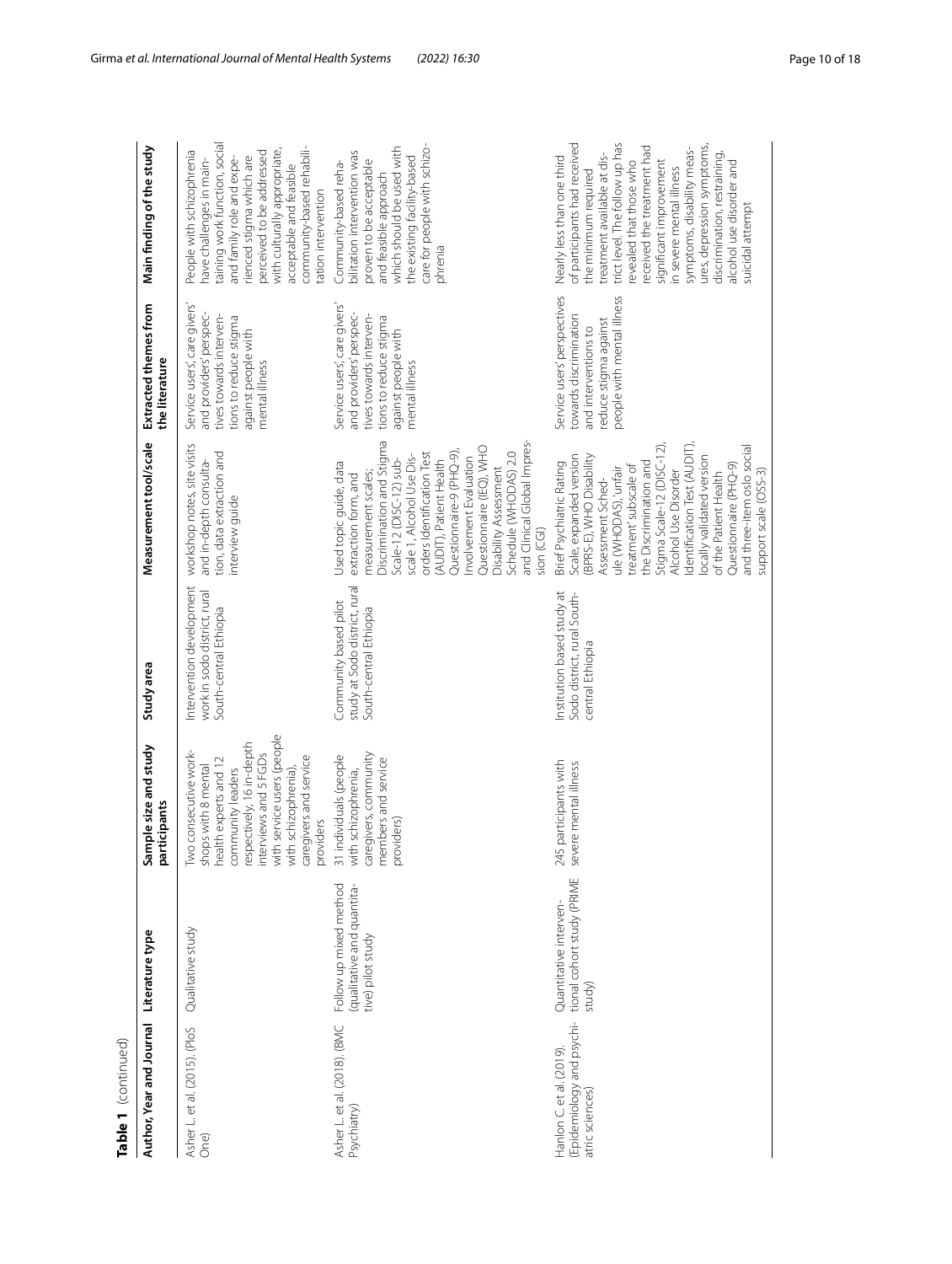**Table 1** (continued)

| Author, Year and Journal | Literature type | Sample size and study participants | Study area | Measurement tool/scale | Extracted themes from the literature | Main finding of the study |
|---|---|---|---|---|---|---|
| Asher L. et al. (2015). (PloS One) | Qualitative study | Two consecutive workshops with 8 mental health experts and 12 community leaders respectively, 16 in-depth interviews and 5 FGDs with service users (people with schizophrenia), caregivers and service providers | Intervention development work in sodo district, rural South-central Ethiopia | workshop notes, site visits and in-depth consultation, data extraction and interview guide | Service users', care givers' and providers' perspectives towards interventions to reduce stigma against people with mental illness | People with schizophrenia have challenges in maintaining work function, social and family role and experienced stigma which are perceived to be addressed with culturally appropriate, acceptable and feasible community-based rehabilitation intervention |
| Asher L. et al. (2018). (BMC Psychiatry) | Follow up mixed method (qualitative and quantitative) pilot study | 31 individuals (people with schizophrenia, caregivers, community members and service providers) | Community based pilot study at Sodo district, rural South-central Ethiopia | Used topic guide, data extraction form, and measurement scales; Discrimination and Stigma Scale-12 (DISC-12) subscale 1, Alcohol Use Disorders Identification Test (AUDIT), Patient Health Questionnaire-9 (PHQ-9), Involvement Evaluation Questionnaire (IEQ), WHO Disability Assessment Schedule (WHODAS) 2.0 and Clinical Global Impression (CGI) | Service users', care givers' and providers' perspectives towards interventions to reduce stigma against people with mental illness | Community-based rehabilitation intervention was proven to be acceptable and feasible approach which should be used with the existing facility-based care for people with schizophrenia |
| Hanlon C. et al. (2019). (Epidemiology and psychiatric sciences) | Quantitative interventional cohort study (PRIME study) | 245 participants with severe mental illness | Institution based study at Sodo district, rural South-central Ethiopia | Brief Psychiatric Rating Scale, expanded version (BPRS-E), WHO Disability Assessment Schedule (WHODAS), 'unfair treatment' subscale of the Discrimination and Stigma Scale-12 (DISC-12), Alcohol Use Disorder Identification Test (AUDIT), locally validated version of the Patient Health Questionnaire (PHQ-9) and three-item oslo social support scale (OSS-3) | Service users' perspectives towards discrimination and interventions to reduce stigma against people with mental illness | Nearly less than one third of participants had received the minimum required treatment available at district level. The follow up has revealed that those who received the treatment had significant improvement in severe mental illness symptoms, disability measures, depression symptoms, discrimination, restraining, alcohol use disorder and suicidal attempt |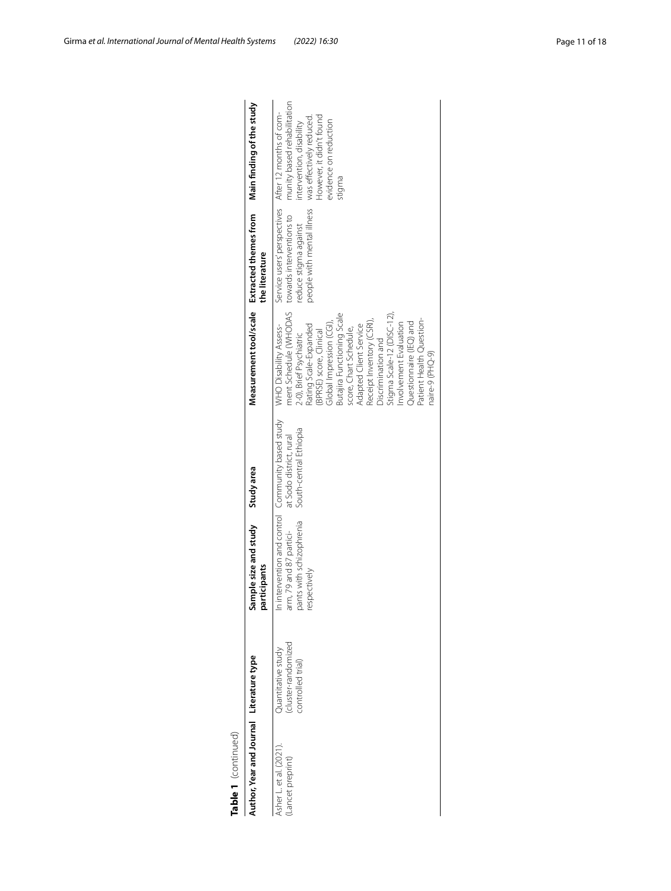**Table 1** (continued)

| Author, Year and Journal | Literature type | Sample size and study participants | Study area | Measurement tool/scale | Extracted themes from the literature | Main finding of the study |
|---|---|---|---|---|---|---|
| Asher L. et al. (2021). (Lancet preprint) | Quantitative study (cluster-randomized controlled trial) | In intervention and control arm, 79 and 87 participants with schizophrenia respectively | Community based study at Sodo district, rural South-central Ethiopia | WHO Disability Assessment Schedule (WHODAS 2.0), Brief Psychiatric Rating Scale-Expanded (BPRSE) score, Clinical Global Impression (CGI), Butajira Functioning Scale score, Chart Schedule, Adapted Client Service Receipt Inventory (CSRI), Discrimination and Stigma Scale-12 (DISC-12), Involvement Evaluation Questionnaire (IEQ) and Patient Health Questionnaire-9 (PHQ-9) | Service users' perspectives towards interventions to reduce stigma against people with mental illness | After 12 months of community based rehabilitation intervention, disability was effectively reduced. However, it didn't found evidence on reduction stigma |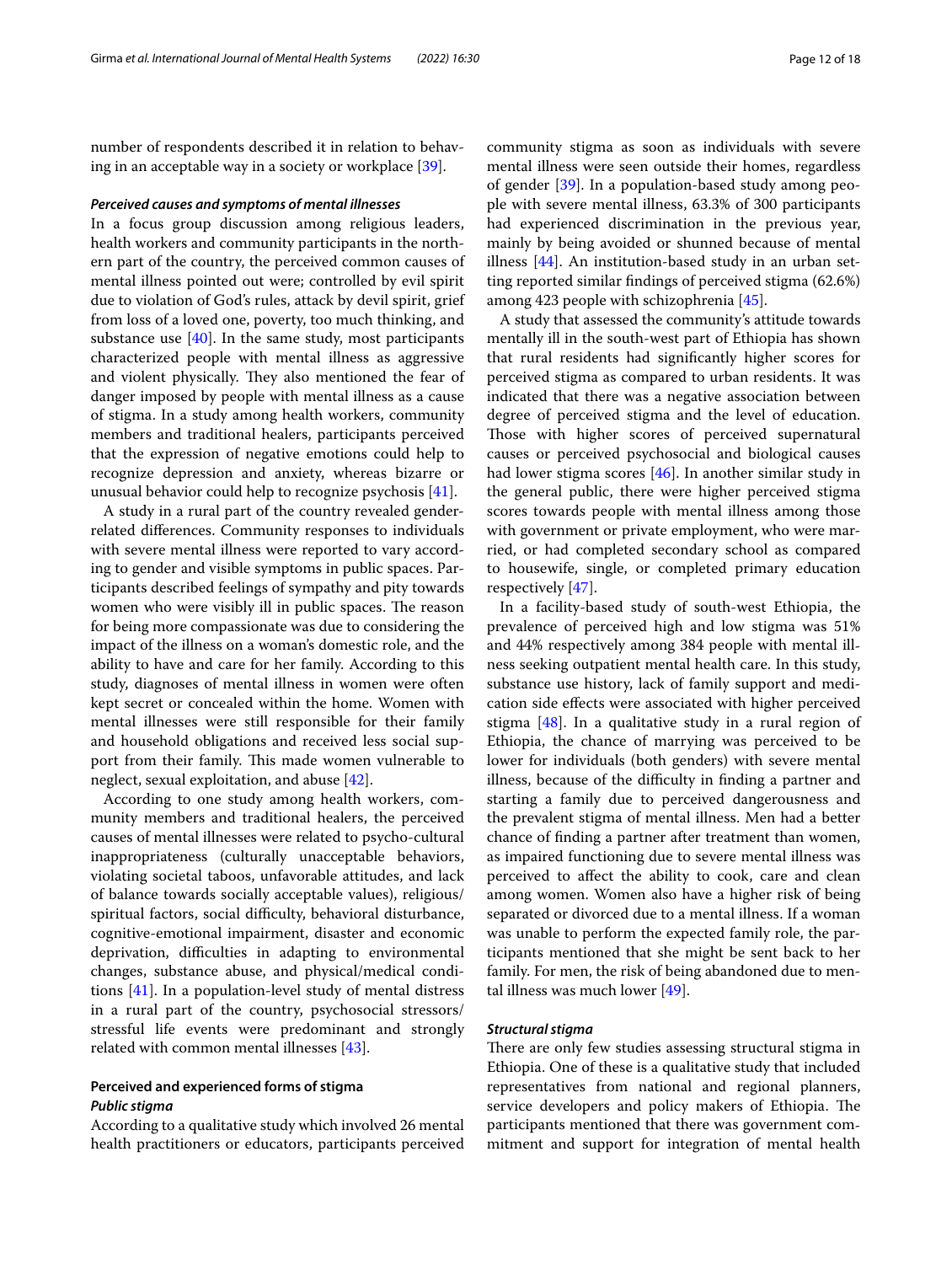number of respondents described it in relation to behaving in an acceptable way in a society or workplace [39].

### *Perceived causes and symptoms of mental illnesses*

In a focus group discussion among religious leaders, health workers and community participants in the northern part of the country, the perceived common causes of mental illness pointed out were; controlled by evil spirit due to violation of God's rules, attack by devil spirit, grief from loss of a loved one, poverty, too much thinking, and substance use [40]. In the same study, most participants characterized people with mental illness as aggressive and violent physically. They also mentioned the fear of danger imposed by people with mental illness as a cause of stigma. In a study among health workers, community members and traditional healers, participants perceived that the expression of negative emotions could help to recognize depression and anxiety, whereas bizarre or unusual behavior could help to recognize psychosis [41].

A study in a rural part of the country revealed gender-related differences. Community responses to individuals with severe mental illness were reported to vary according to gender and visible symptoms in public spaces. Participants described feelings of sympathy and pity towards women who were visibly ill in public spaces. The reason for being more compassionate was due to considering the impact of the illness on a woman's domestic role, and the ability to have and care for her family. According to this study, diagnoses of mental illness in women were often kept secret or concealed within the home. Women with mental illnesses were still responsible for their family and household obligations and received less social support from their family. This made women vulnerable to neglect, sexual exploitation, and abuse [42].

According to one study among health workers, community members and traditional healers, the perceived causes of mental illnesses were related to psycho-cultural inappropriateness (culturally unacceptable behaviors, violating societal taboos, unfavorable attitudes, and lack of balance towards socially acceptable values), religious/spiritual factors, social difficulty, behavioral disturbance, cognitive-emotional impairment, disaster and economic deprivation, difficulties in adapting to environmental changes, substance abuse, and physical/medical conditions [41]. In a population-level study of mental distress in a rural part of the country, psychosocial stressors/stressful life events were predominant and strongly related with common mental illnesses [43].

## Perceived and experienced forms of stigma

### *Public stigma*

According to a qualitative study which involved 26 mental health practitioners or educators, participants perceived community stigma as soon as individuals with severe mental illness were seen outside their homes, regardless of gender [39]. In a population-based study among people with severe mental illness, 63.3% of 300 participants had experienced discrimination in the previous year, mainly by being avoided or shunned because of mental illness [44]. An institution-based study in an urban setting reported similar findings of perceived stigma (62.6%) among 423 people with schizophrenia [45].

A study that assessed the community's attitude towards mentally ill in the south-west part of Ethiopia has shown that rural residents had significantly higher scores for perceived stigma as compared to urban residents. It was indicated that there was a negative association between degree of perceived stigma and the level of education. Those with higher scores of perceived supernatural causes or perceived psychosocial and biological causes had lower stigma scores [46]. In another similar study in the general public, there were higher perceived stigma scores towards people with mental illness among those with government or private employment, who were married, or had completed secondary school as compared to housewife, single, or completed primary education respectively [47].

In a facility-based study of south-west Ethiopia, the prevalence of perceived high and low stigma was 51% and 44% respectively among 384 people with mental illness seeking outpatient mental health care. In this study, substance use history, lack of family support and medication side effects were associated with higher perceived stigma [48]. In a qualitative study in a rural region of Ethiopia, the chance of marrying was perceived to be lower for individuals (both genders) with severe mental illness, because of the difficulty in finding a partner and starting a family due to perceived dangerousness and the prevalent stigma of mental illness. Men had a better chance of finding a partner after treatment than women, as impaired functioning due to severe mental illness was perceived to affect the ability to cook, care and clean among women. Women also have a higher risk of being separated or divorced due to a mental illness. If a woman was unable to perform the expected family role, the participants mentioned that she might be sent back to her family. For men, the risk of being abandoned due to mental illness was much lower [49].

### *Structural stigma*

There are only few studies assessing structural stigma in Ethiopia. One of these is a qualitative study that included representatives from national and regional planners, service developers and policy makers of Ethiopia. The participants mentioned that there was government commitment and support for integration of mental health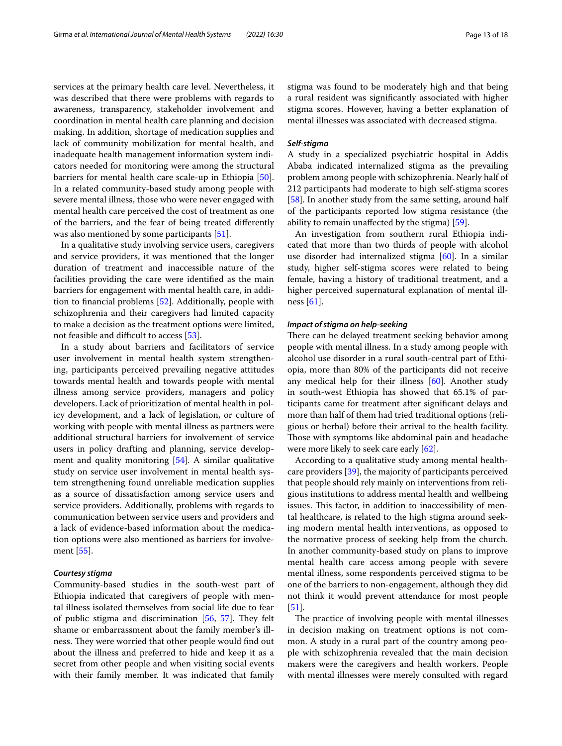services at the primary health care level. Nevertheless, it was described that there were problems with regards to awareness, transparency, stakeholder involvement and coordination in mental health care planning and decision making. In addition, shortage of medication supplies and lack of community mobilization for mental health, and inadequate health management information system indicators needed for monitoring were among the structural barriers for mental health care scale-up in Ethiopia [50]. In a related community-based study among people with severe mental illness, those who were never engaged with mental health care perceived the cost of treatment as one of the barriers, and the fear of being treated differently was also mentioned by some participants [51].

In a qualitative study involving service users, caregivers and service providers, it was mentioned that the longer duration of treatment and inaccessible nature of the facilities providing the care were identified as the main barriers for engagement with mental health care, in addition to financial problems [52]. Additionally, people with schizophrenia and their caregivers had limited capacity to make a decision as the treatment options were limited, not feasible and difficult to access [53].

In a study about barriers and facilitators of service user involvement in mental health system strengthening, participants perceived prevailing negative attitudes towards mental health and towards people with mental illness among service providers, managers and policy developers. Lack of prioritization of mental health in policy development, and a lack of legislation, or culture of working with people with mental illness as partners were additional structural barriers for involvement of service users in policy drafting and planning, service development and quality monitoring [54]. A similar qualitative study on service user involvement in mental health system strengthening found unreliable medication supplies as a source of dissatisfaction among service users and service providers. Additionally, problems with regards to communication between service users and providers and a lack of evidence-based information about the medication options were also mentioned as barriers for involvement [55].

#### *Courtesy stigma*

Community-based studies in the south-west part of Ethiopia indicated that caregivers of people with mental illness isolated themselves from social life due to fear of public stigma and discrimination [56, 57]. They felt shame or embarrassment about the family member's illness. They were worried that other people would find out about the illness and preferred to hide and keep it as a secret from other people and when visiting social events with their family member. It was indicated that family stigma was found to be moderately high and that being a rural resident was significantly associated with higher stigma scores. However, having a better explanation of mental illnesses was associated with decreased stigma.

#### *Self-stigma*

A study in a specialized psychiatric hospital in Addis Ababa indicated internalized stigma as the prevailing problem among people with schizophrenia. Nearly half of 212 participants had moderate to high self-stigma scores [58]. In another study from the same setting, around half of the participants reported low stigma resistance (the ability to remain unaffected by the stigma) [59].

An investigation from southern rural Ethiopia indicated that more than two thirds of people with alcohol use disorder had internalized stigma [60]. In a similar study, higher self-stigma scores were related to being female, having a history of traditional treatment, and a higher perceived supernatural explanation of mental illness [61].

#### *Impact of stigma on help-seeking*

There can be delayed treatment seeking behavior among people with mental illness. In a study among people with alcohol use disorder in a rural south-central part of Ethiopia, more than 80% of the participants did not receive any medical help for their illness [60]. Another study in south-west Ethiopia has showed that 65.1% of participants came for treatment after significant delays and more than half of them had tried traditional options (religious or herbal) before their arrival to the health facility. Those with symptoms like abdominal pain and headache were more likely to seek care early [62].

According to a qualitative study among mental healthcare providers [39], the majority of participants perceived that people should rely mainly on interventions from religious institutions to address mental health and wellbeing issues. This factor, in addition to inaccessibility of mental healthcare, is related to the high stigma around seeking modern mental health interventions, as opposed to the normative process of seeking help from the church. In another community-based study on plans to improve mental health care access among people with severe mental illness, some respondents perceived stigma to be one of the barriers to non-engagement, although they did not think it would prevent attendance for most people [51].

The practice of involving people with mental illnesses in decision making on treatment options is not common. A study in a rural part of the country among people with schizophrenia revealed that the main decision makers were the caregivers and health workers. People with mental illnesses were merely consulted with regard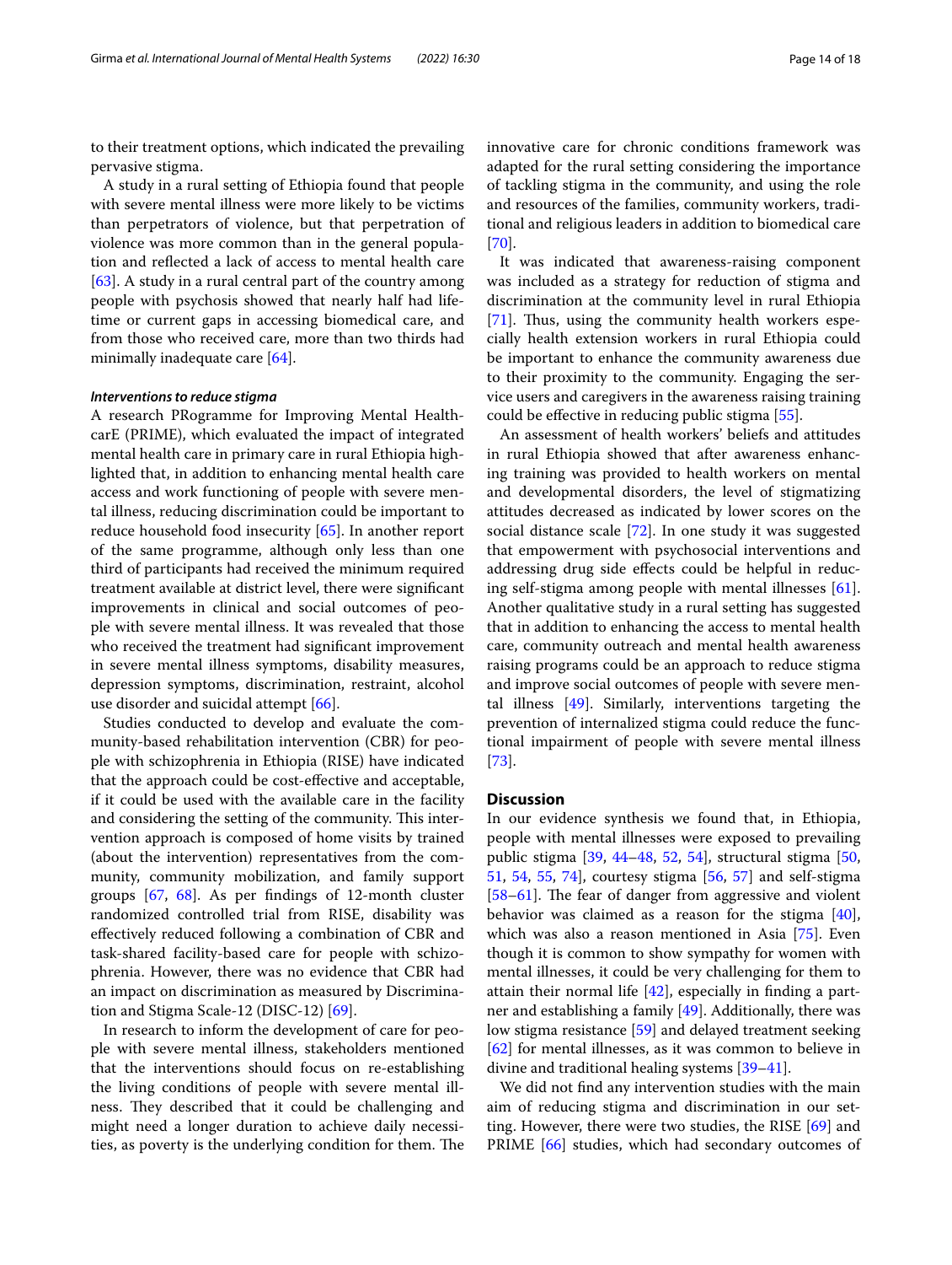to their treatment options, which indicated the prevailing pervasive stigma.

A study in a rural setting of Ethiopia found that people with severe mental illness were more likely to be victims than perpetrators of violence, but that perpetration of violence was more common than in the general population and reflected a lack of access to mental health care [63]. A study in a rural central part of the country among people with psychosis showed that nearly half had lifetime or current gaps in accessing biomedical care, and from those who received care, more than two thirds had minimally inadequate care [64].

#### *Interventions to reduce stigma*

A research PRogramme for Improving Mental HealthcarE (PRIME), which evaluated the impact of integrated mental health care in primary care in rural Ethiopia highlighted that, in addition to enhancing mental health care access and work functioning of people with severe mental illness, reducing discrimination could be important to reduce household food insecurity [65]. In another report of the same programme, although only less than one third of participants had received the minimum required treatment available at district level, there were significant improvements in clinical and social outcomes of people with severe mental illness. It was revealed that those who received the treatment had significant improvement in severe mental illness symptoms, disability measures, depression symptoms, discrimination, restraint, alcohol use disorder and suicidal attempt [66].

Studies conducted to develop and evaluate the community-based rehabilitation intervention (CBR) for people with schizophrenia in Ethiopia (RISE) have indicated that the approach could be cost-effective and acceptable, if it could be used with the available care in the facility and considering the setting of the community. This intervention approach is composed of home visits by trained (about the intervention) representatives from the community, community mobilization, and family support groups [67, 68]. As per findings of 12-month cluster randomized controlled trial from RISE, disability was effectively reduced following a combination of CBR and task-shared facility-based care for people with schizophrenia. However, there was no evidence that CBR had an impact on discrimination as measured by Discrimination and Stigma Scale-12 (DISC-12) [69].

In research to inform the development of care for people with severe mental illness, stakeholders mentioned that the interventions should focus on re-establishing the living conditions of people with severe mental illness. They described that it could be challenging and might need a longer duration to achieve daily necessities, as poverty is the underlying condition for them. The innovative care for chronic conditions framework was adapted for the rural setting considering the importance of tackling stigma in the community, and using the role and resources of the families, community workers, traditional and religious leaders in addition to biomedical care [70].

It was indicated that awareness-raising component was included as a strategy for reduction of stigma and discrimination at the community level in rural Ethiopia [71]. Thus, using the community health workers especially health extension workers in rural Ethiopia could be important to enhance the community awareness due to their proximity to the community. Engaging the service users and caregivers in the awareness raising training could be effective in reducing public stigma [55].

An assessment of health workers' beliefs and attitudes in rural Ethiopia showed that after awareness enhancing training was provided to health workers on mental and developmental disorders, the level of stigmatizing attitudes decreased as indicated by lower scores on the social distance scale [72]. In one study it was suggested that empowerment with psychosocial interventions and addressing drug side effects could be helpful in reducing self-stigma among people with mental illnesses [61]. Another qualitative study in a rural setting has suggested that in addition to enhancing the access to mental health care, community outreach and mental health awareness raising programs could be an approach to reduce stigma and improve social outcomes of people with severe mental illness [49]. Similarly, interventions targeting the prevention of internalized stigma could reduce the functional impairment of people with severe mental illness [73].

## Discussion

In our evidence synthesis we found that, in Ethiopia, people with mental illnesses were exposed to prevailing public stigma [39, 44–48, 52, 54], structural stigma [50, 51, 54, 55, 74], courtesy stigma [56, 57] and self-stigma [58–61]. The fear of danger from aggressive and violent behavior was claimed as a reason for the stigma [40], which was also a reason mentioned in Asia [75]. Even though it is common to show sympathy for women with mental illnesses, it could be very challenging for them to attain their normal life [42], especially in finding a partner and establishing a family [49]. Additionally, there was low stigma resistance [59] and delayed treatment seeking [62] for mental illnesses, as it was common to believe in divine and traditional healing systems [39–41].

We did not find any intervention studies with the main aim of reducing stigma and discrimination in our setting. However, there were two studies, the RISE [69] and PRIME [66] studies, which had secondary outcomes of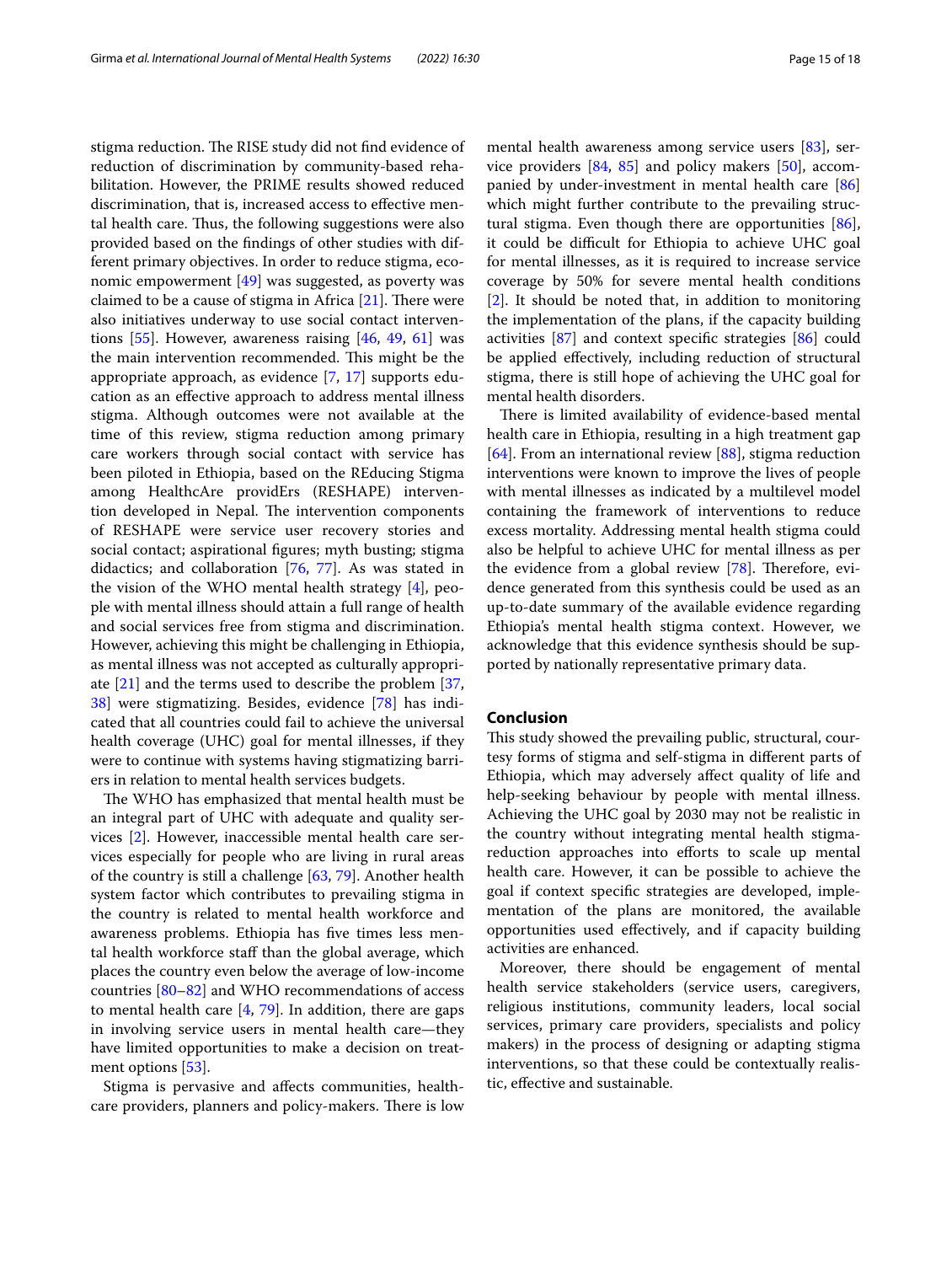stigma reduction. The RISE study did not find evidence of reduction of discrimination by community-based rehabilitation. However, the PRIME results showed reduced discrimination, that is, increased access to effective mental health care. Thus, the following suggestions were also provided based on the findings of other studies with different primary objectives. In order to reduce stigma, economic empowerment [49] was suggested, as poverty was claimed to be a cause of stigma in Africa [21]. There were also initiatives underway to use social contact interventions [55]. However, awareness raising [46, 49, 61] was the main intervention recommended. This might be the appropriate approach, as evidence [7, 17] supports education as an effective approach to address mental illness stigma. Although outcomes were not available at the time of this review, stigma reduction among primary care workers through social contact with service has been piloted in Ethiopia, based on the REducing Stigma among HealthcAre providErs (RESHAPE) intervention developed in Nepal. The intervention components of RESHAPE were service user recovery stories and social contact; aspirational figures; myth busting; stigma didactics; and collaboration [76, 77]. As was stated in the vision of the WHO mental health strategy [4], people with mental illness should attain a full range of health and social services free from stigma and discrimination. However, achieving this might be challenging in Ethiopia, as mental illness was not accepted as culturally appropriate [21] and the terms used to describe the problem [37, 38] were stigmatizing. Besides, evidence [78] has indicated that all countries could fail to achieve the universal health coverage (UHC) goal for mental illnesses, if they were to continue with systems having stigmatizing barriers in relation to mental health services budgets.

The WHO has emphasized that mental health must be an integral part of UHC with adequate and quality services [2]. However, inaccessible mental health care services especially for people who are living in rural areas of the country is still a challenge [63, 79]. Another health system factor which contributes to prevailing stigma in the country is related to mental health workforce and awareness problems. Ethiopia has five times less mental health workforce staff than the global average, which places the country even below the average of low-income countries [80–82] and WHO recommendations of access to mental health care [4, 79]. In addition, there are gaps in involving service users in mental health care—they have limited opportunities to make a decision on treatment options [53].

Stigma is pervasive and affects communities, healthcare providers, planners and policy-makers. There is low mental health awareness among service users [83], service providers [84, 85] and policy makers [50], accompanied by under-investment in mental health care [86] which might further contribute to the prevailing structural stigma. Even though there are opportunities [86], it could be difficult for Ethiopia to achieve UHC goal for mental illnesses, as it is required to increase service coverage by 50% for severe mental health conditions [2]. It should be noted that, in addition to monitoring the implementation of the plans, if the capacity building activities [87] and context specific strategies [86] could be applied effectively, including reduction of structural stigma, there is still hope of achieving the UHC goal for mental health disorders.

There is limited availability of evidence-based mental health care in Ethiopia, resulting in a high treatment gap [64]. From an international review [88], stigma reduction interventions were known to improve the lives of people with mental illnesses as indicated by a multilevel model containing the framework of interventions to reduce excess mortality. Addressing mental health stigma could also be helpful to achieve UHC for mental illness as per the evidence from a global review [78]. Therefore, evidence generated from this synthesis could be used as an up-to-date summary of the available evidence regarding Ethiopia's mental health stigma context. However, we acknowledge that this evidence synthesis should be supported by nationally representative primary data.

## Conclusion

This study showed the prevailing public, structural, courtesy forms of stigma and self-stigma in different parts of Ethiopia, which may adversely affect quality of life and help-seeking behaviour by people with mental illness. Achieving the UHC goal by 2030 may not be realistic in the country without integrating mental health stigma-reduction approaches into efforts to scale up mental health care. However, it can be possible to achieve the goal if context specific strategies are developed, implementation of the plans are monitored, the available opportunities used effectively, and if capacity building activities are enhanced.

Moreover, there should be engagement of mental health service stakeholders (service users, caregivers, religious institutions, community leaders, local social services, primary care providers, specialists and policy makers) in the process of designing or adapting stigma interventions, so that these could be contextually realistic, effective and sustainable.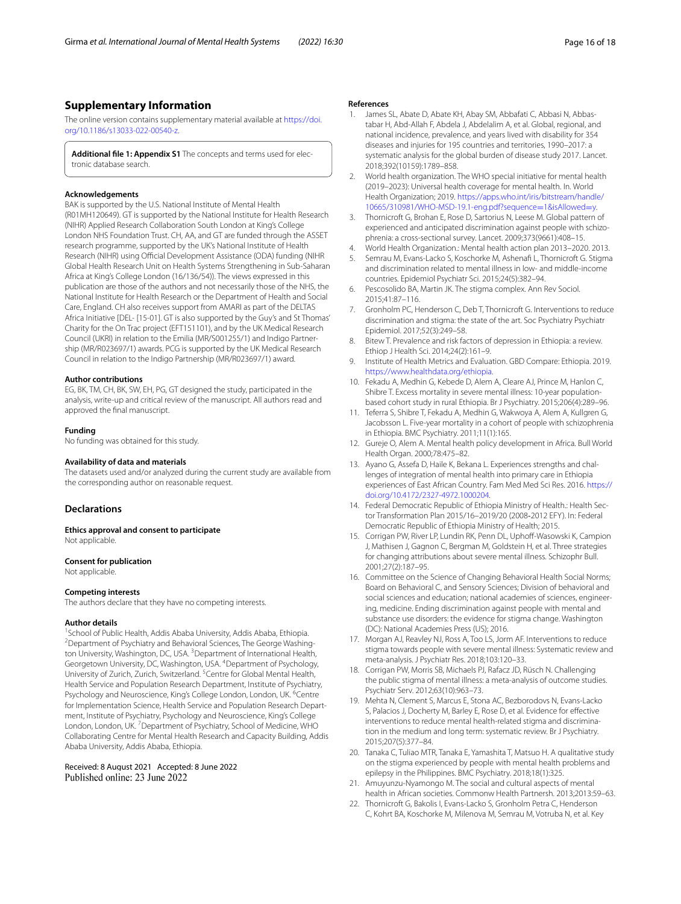## Supplementary Information

The online version contains supplementary material available at https://doi.org/10.1186/s13033-022-00540-z.

**Additional file 1: Appendix S1** The concepts and terms used for electronic database search.

#### Acknowledgements

BAK is supported by the U.S. National Institute of Mental Health (R01MH120649). GT is supported by the National Institute for Health Research (NIHR) Applied Research Collaboration South London at King's College London NHS Foundation Trust. CH, AA, and GT are funded through the ASSET research programme, supported by the UK's National Institute of Health Research (NIHR) using Official Development Assistance (ODA) funding (NIHR Global Health Research Unit on Health Systems Strengthening in Sub-Saharan Africa at King's College London (16/136/54)). The views expressed in this publication are those of the authors and not necessarily those of the NHS, the National Institute for Health Research or the Department of Health and Social Care, England. CH also receives support from AMARI as part of the DELTAS Africa Initiative [DEL- [15-01]. GT is also supported by the Guy's and St Thomas' Charity for the On Trac project (EFT151101), and by the UK Medical Research Council (UKRI) in relation to the Emilia (MR/S001255/1) and Indigo Partnership (MR/R023697/1) awards. PCG is supported by the UK Medical Research Council in relation to the Indigo Partnership (MR/R023697/1) award.

#### Author contributions

EG, BK, TM, CH, BK, SW, EH, PG, GT designed the study, participated in the analysis, write-up and critical review of the manuscript. All authors read and approved the final manuscript.

#### Funding

No funding was obtained for this study.

#### Availability of data and materials

The datasets used and/or analyzed during the current study are available from the corresponding author on reasonable request.

## Declarations

#### Ethics approval and consent to participate

Not applicable.

#### Consent for publication

Not applicable.

#### Competing interests

The authors declare that they have no competing interests.

#### Author details

[1]School of Public Health, Addis Ababa University, Addis Ababa, Ethiopia. [2]Department of Psychiatry and Behavioral Sciences, The George Washington University, Washington, DC, USA. [3]Department of International Health, Georgetown University, DC, Washington, USA. [4]Department of Psychology, University of Zurich, Zurich, Switzerland. [5]Centre for Global Mental Health, Health Service and Population Research Department, Institute of Psychiatry, Psychology and Neuroscience, King's College London, London, UK. [6]Centre for Implementation Science, Health Service and Population Research Department, Institute of Psychiatry, Psychology and Neuroscience, King's College London, London, UK. [7]Department of Psychiatry, School of Medicine, WHO Collaborating Centre for Mental Health Research and Capacity Building, Addis Ababa University, Addis Ababa, Ethiopia.

Received: 8 August 2021 Accepted: 8 June 2022
Published online: 23 June 2022

#### References

1. James SL, Abate D, Abate KH, Abay SM, Abbafati C, Abbasi N, Abbastabar H, Abd-Allah F, Abdela J, Abdelalim A, et al. Global, regional, and national incidence, prevalence, and years lived with disability for 354 diseases and injuries for 195 countries and territories, 1990–2017: a systematic analysis for the global burden of disease study 2017. Lancet. 2018;392(10159):1789–858.
2. World health organization. The WHO special initiative for mental health (2019–2023): Universal health coverage for mental health. In. World Health Organization; 2019. https://apps.who.int/iris/bitstream/handle/10665/310981/WHO-MSD-19.1-eng.pdf?sequence=1&isAllowed=y.
3. Thornicroft G, Brohan E, Rose D, Sartorius N, Leese M. Global pattern of experienced and anticipated discrimination against people with schizophrenia: a cross-sectional survey. Lancet. 2009;373(9661):408–15.
4. World Health Organization.: Mental health action plan 2013–2020. 2013.
5. Semrau M, Evans-Lacko S, Koschorke M, Ashenafi L, Thornicroft G. Stigma and discrimination related to mental illness in low- and middle-income countries. Epidemiol Psychiatr Sci. 2015;24(5):382–94.
6. Pescosolido BA, Martin JK. The stigma complex. Ann Rev Sociol. 2015;41:87–116.
7. Gronholm PC, Henderson C, Deb T, Thornicroft G. Interventions to reduce discrimination and stigma: the state of the art. Soc Psychiatry Psychiatr Epidemiol. 2017;52(3):249–58.
8. Bitew T. Prevalence and risk factors of depression in Ethiopia: a review. Ethiop J Health Sci. 2014;24(2):161–9.
9. Institute of Health Metrics and Evaluation. GBD Compare: Ethiopia. 2019. https://www.healthdata.org/ethiopia.
10. Fekadu A, Medhin G, Kebede D, Alem A, Cleare AJ, Prince M, Hanlon C, Shibre T. Excess mortality in severe mental illness: 10-year population-based cohort study in rural Ethiopia. Br J Psychiatry. 2015;206(4):289–96.
11. Teferra S, Shibre T, Fekadu A, Medhin G, Wakwoya A, Alem A, Kullgren G, Jacobsson L. Five-year mortality in a cohort of people with schizophrenia in Ethiopia. BMC Psychiatry. 2011;11(1):165.
12. Gureje O, Alem A. Mental health policy development in Africa. Bull World Health Organ. 2000;78:475–82.
13. Ayano G, Assefa D, Haile K, Bekana L. Experiences strengths and challenges of integration of mental health into primary care in Ethiopia experiences of East African Country. Fam Med Med Sci Res. 2016. https://doi.org/10.4172/2327-4972.1000204.
14. Federal Democratic Republic of Ethiopia Ministry of Health.: Health Sector Transformation Plan 2015/16–2019/20 (2008-2012 EFY). In: Federal Democratic Republic of Ethiopia Ministry of Health; 2015.
15. Corrigan PW, River LP, Lundin RK, Penn DL, Uphoff-Wasowski K, Campion J, Mathisen J, Gagnon C, Bergman M, Goldstein H, et al. Three strategies for changing attributions about severe mental illness. Schizophr Bull. 2001;27(2):187–95.
16. Committee on the Science of Changing Behavioral Health Social Norms; Board on Behavioral C, and Sensory Sciences; Division of behavioral and social sciences and education; national academies of sciences, engineering, medicine. Ending discrimination against people with mental and substance use disorders: the evidence for stigma change. Washington (DC): National Academies Press (US); 2016.
17. Morgan AJ, Reavley NJ, Ross A, Too LS, Jorm AF. Interventions to reduce stigma towards people with severe mental illness: Systematic review and meta-analysis. J Psychiatr Res. 2018;103:120–33.
18. Corrigan PW, Morris SB, Michaels PJ, Rafacz JD, Rüsch N. Challenging the public stigma of mental illness: a meta-analysis of outcome studies. Psychiatr Serv. 2012;63(10):963–73.
19. Mehta N, Clement S, Marcus E, Stona AC, Bezborodovs N, Evans-Lacko S, Palacios J, Docherty M, Barley E, Rose D, et al. Evidence for effective interventions to reduce mental health-related stigma and discrimination in the medium and long term: systematic review. Br J Psychiatry. 2015;207(5):377–84.
20. Tanaka C, Tuliao MTR, Tanaka E, Yamashita T, Matsuo H. A qualitative study on the stigma experienced by people with mental health problems and epilepsy in the Philippines. BMC Psychiatry. 2018;18(1):325.
21. Amuyunzu-Nyamongo M. The social and cultural aspects of mental health in African societies. Commonw Health Partnersh. 2013;2013:59–63.
22. Thornicroft G, Bakolis I, Evans-Lacko S, Gronholm Petra C, Henderson C, Kohrt BA, Koschorke M, Milenova M, Semrau M, Votruba N, et al. Key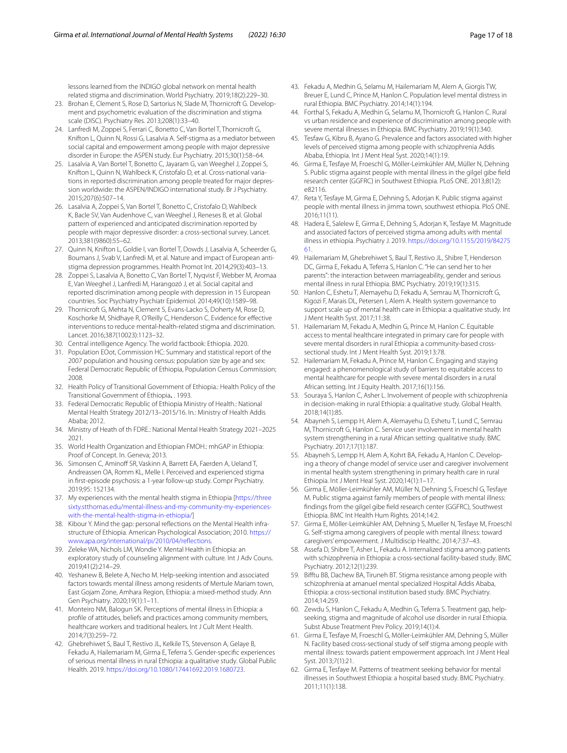lessons learned from the INDIGO global network on mental health related stigma and discrimination. World Psychiatry. 2019;18(2):229–30.

23. Brohan E, Clement S, Rose D, Sartorius N, Slade M, Thornicroft G. Development and psychometric evaluation of the discrimination and stigma scale (DISC). Psychiatry Res. 2013;208(1):33–40.
24. Lanfredi M, Zoppei S, Ferrari C, Bonetto C, Van Bortel T, Thornicroft G, Knifton L, Quinn N, Rossi G, Lasalvia A. Self-stigma as a mediator between social capital and empowerment among people with major depressive disorder in Europe: the ASPEN study. Eur Psychiatry. 2015;30(1):58–64.
25. Lasalvia A, Van Bortel T, Bonetto C, Jayaram G, van Weeghel J, Zoppei S, Knifton L, Quinn N, Wahlbeck K, Cristofalo D, et al. Cross-national variations in reported discrimination among people treated for major depression worldwide: the ASPEN/INDIGO international study. Br J Psychiatry. 2015;207(6):507–14.
26. Lasalvia A, Zoppei S, Van Bortel T, Bonetto C, Cristofalo D, Wahlbeck K, Bacle SV, Van Audenhove C, van Weeghel J, Reneses B, et al. Global pattern of experienced and anticipated discrimination reported by people with major depressive disorder: a cross-sectional survey. Lancet. 2013;381(9860):55–62.
27. Quinn N, Knifton L, Goldie I, van Bortel T, Dowds J, Lasalvia A, Scheerder G, Boumans J, Svab V, Lanfredi M, et al. Nature and impact of European anti-stigma depression programmes. Health Promot Int. 2014;29(3):403–13.
28. Zoppei S, Lasalvia A, Bonetto C, Van Bortel T, Nyqvist F, Webber M, Aromaa E, Van Weeghel J, Lanfredi M, Harangozó J, et al. Social capital and reported discrimination among people with depression in 15 European countries. Soc Psychiatry Psychiatr Epidemiol. 2014;49(10):1589–98.
29. Thornicroft G, Mehta N, Clement S, Evans-Lacko S, Doherty M, Rose D, Koschorke M, Shidhaye R, O'Reilly C, Henderson C. Evidence for effective interventions to reduce mental-health-related stigma and discrimination. Lancet. 2016;387(10023):1123–32.
30. Central intelligence Agency. The world factbook: Ethiopia. 2020.
31. Population EOot, Commission HC: Summary and statistical report of the 2007 population and housing census: population size by age and sex: Federal Democratic Republic of Ethiopia, Population Census Commission; 2008.
32. Health Policy of Transitional Government of Ethiopia.: Health Policy of the Transitional Government of Ethiopia. . 1993.
33. Federal Democratic Republic of Ethiopia Ministry of Health.: National Mental Health Strategy 2012/13–2015/16. In.: Ministry of Health Addis Ababa; 2012.
34. Ministry of Heath of th FDRE.: National Mental Health Strategy 2021–2025 2021.
35. World Health Organization and Ethiopian FMOH.: mhGAP in Ethiopia: Proof of Concept. In. Geneva; 2013.
36. Simonsen C, Aminoff SR, Vaskinn A, Barrett EA, Faerden A, Ueland T, Andreassen OA, Romm KL, Melle I. Perceived and experienced stigma in first-episode psychosis: a 1-year follow-up study. Compr Psychiatry. 2019;95: 152134.
37. My experiences with the mental health stigma in Ethiopia [https://threesixty.stthomas.edu/mental-illness-and-my-community-my-experiences-with-the-mental-health-stigma-in-ethiopia/]
38. Kibour Y. Mind the gap: personal reflections on the Mental Health infrastructure of Ethiopia. American Psychological Association; 2010. https://www.apa.org/international/pi/2010/04/reflections.
39. Zeleke WA, Nichols LM, Wondie Y. Mental Health in Ethiopia: an exploratory study of counseling alignment with culture. Int J Adv Couns. 2019;41(2):214–29.
40. Yeshanew B, Belete A, Necho M. Help-seeking intention and associated factors towards mental illness among residents of Mertule Mariam town, East Gojam Zone, Amhara Region, Ethiopia: a mixed-method study. Ann Gen Psychiatry. 2020;19(1):1–11.
41. Monteiro NM, Balogun SK. Perceptions of mental illness in Ethiopia: a profile of attitudes, beliefs and practices among community members, healthcare workers and traditional healers. Int J Cult Ment Health. 2014;7(3):259–72.
42. Ghebrehiwet S, Baul T, Restivo JL, Kelkile TS, Stevenson A, Gelaye B, Fekadu A, Hailemariam M, Girma E, Teferra S. Gender-specific experiences of serious mental illness in rural Ethiopia: a qualitative study. Global Public Health. 2019. https://doi.org/10.1080/17441692.2019.1680723.
43. Fekadu A, Medhin G, Selamu M, Hailemariam M, Alem A, Giorgis TW, Breuer E, Lund C, Prince M, Hanlon C. Population level mental distress in rural Ethiopia. BMC Psychiatry. 2014;14(1):194.
44. Forthal S, Fekadu A, Medhin G, Selamu M, Thornicroft G, Hanlon C. Rural vs urban residence and experience of discrimination among people with severe mental illnesses in Ethiopia. BMC Psychiatry. 2019;19(1):340.
45. Tesfaw G, Kibru B, Ayano G. Prevalence and factors associated with higher levels of perceived stigma among people with schizophrenia Addis Ababa, Ethiopia. Int J Ment Heal Syst. 2020;14(1):19.
46. Girma E, Tesfaye M, Froeschl G, Möller-Leimkühler AM, Müller N, Dehning S. Public stigma against people with mental illness in the gilgel gibe field research center (GGFRC) in Southwest Ethiopia. PLoS ONE. 2013;8(12): e82116.
47. Reta Y, Tesfaye M, Girma E, Dehning S, Adorjan K. Public stigma against people with mental illness in jimma town, southwest ethiopia. PloS ONE. 2016;11(11).
48. Hadera E, Salelew E, Girma E, Dehning S, Adorjan K, Tesfaye M. Magnitude and associated factors of perceived stigma among adults with mental illness in ethiopia. Psychiatry J. 2019. https://doi.org/10.1155/2019/8427561.
49. Hailemariam M, Ghebrehiwet S, Baul T, Restivo JL, Shibre T, Henderson DC, Girma E, Fekadu A, Teferra S, Hanlon C. "He can send her to her parents": the interaction between marriageability, gender and serious mental illness in rural Ethiopia. BMC Psychiatry. 2019;19(1):315.
50. Hanlon C, Eshetu T, Alemayehu D, Fekadu A, Semrau M, Thornicroft G, Kigozi F, Marais DL, Petersen I, Alem A. Health system governance to support scale up of mental health care in Ethiopia: a qualitative study. Int J Ment Health Syst. 2017;11:38.
51. Hailemariam M, Fekadu A, Medhin G, Prince M, Hanlon C. Equitable access to mental healthcare integrated in primary care for people with severe mental disorders in rural Ethiopia: a community-based cross-sectional study. Int J Ment Health Syst. 2019;13:78.
52. Hailemariam M, Fekadu A, Prince M, Hanlon C. Engaging and staying engaged: a phenomenological study of barriers to equitable access to mental healthcare for people with severe mental disorders in a rural African setting. Int J Equity Health. 2017;16(1):156.
53. Souraya S, Hanlon C, Asher L. Involvement of people with schizophrenia in decision-making in rural Ethiopia: a qualitative study. Global Health. 2018;14(1):85.
54. Abayneh S, Lempp H, Alem A, Alemayehu D, Eshetu T, Lund C, Semrau M, Thornicroft G, Hanlon C. Service user involvement in mental health system strengthening in a rural African setting: qualitative study. BMC Psychiatry. 2017;17(1):187.
55. Abayneh S, Lempp H, Alem A, Kohrt BA, Fekadu A, Hanlon C. Developing a theory of change model of service user and caregiver involvement in mental health system strengthening in primary health care in rural Ethiopia. Int J Ment Heal Syst. 2020;14(1):1–17.
56. Girma E, Möller-Leimkühler AM, Müller N, Dehning S, Froeschl G, Tesfaye M. Public stigma against family members of people with mental illness: findings from the gilgel gibe field research center (GGFRC), Southwest Ethiopia. BMC Int Health Hum Rights. 2014;14:2.
57. Girma E, Möller-Leimkühler AM, Dehning S, Mueller N, Tesfaye M, Froeschl G. Self-stigma among caregivers of people with mental illness: toward caregivers' empowerment. J Multidiscip Healthc. 2014;7:37–43.
58. Assefa D, Shibre T, Asher L, Fekadu A. Internalized stigma among patients with schizophrenia in Ethiopia: a cross-sectional facility-based study. BMC Psychiatry. 2012;12(1):239.
59. Bifftu BB, Dachew BA, Tiruneh BT. Stigma resistance among people with schizophrenia at amanuel mental specialized Hospital Addis Ababa, Ethiopia: a cross-sectional institution based study. BMC Psychiatry. 2014;14:259.
60. Zewdu S, Hanlon C, Fekadu A, Medhin G, Teferra S. Treatment gap, help-seeking, stigma and magnitude of alcohol use disorder in rural Ethiopia. Subst Abuse Treatment Prev Policy. 2019;14(1):4.
61. Girma E, Tesfaye M, Froeschl G, Möller-Leimkühler AM, Dehning S, Müller N. Facility based cross-sectional study of self stigma among people with mental illness: towards patient empowerment approach. Int J Ment Heal Syst. 2013;7(1):21.
62. Girma E, Tesfaye M. Patterns of treatment seeking behavior for mental illnesses in Southwest Ethiopia: a hospital based study. BMC Psychiatry. 2011;11(1):138.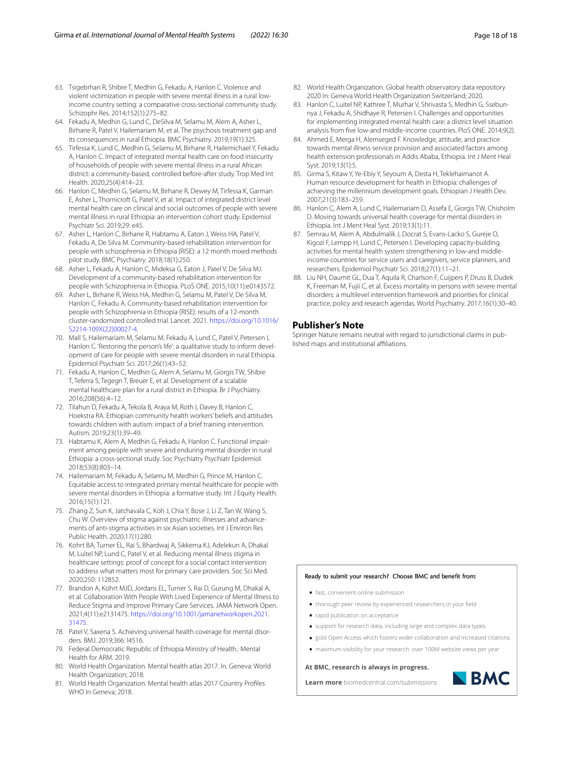63. Tsigebrhan R, Shibre T, Medhin G, Fekadu A, Hanlon C. Violence and violent victimization in people with severe mental illness in a rural low-income country setting: a comparative cross-sectional community study. Schizophr Res. 2014;152(1):275–82.
64. Fekadu A, Medhin G, Lund C, DeSilva M, Selamu M, Alem A, Asher L, Birhane R, Patel V, Hailemariam M, et al. The psychosis treatment gap and its consequences in rural Ethiopia. BMC Psychiatry. 2019;19(1):325.
65. Tirfessa K, Lund C, Medhin G, Selamu M, Birhane R, Hailemichael Y, Fekadu A, Hanlon C. Impact of integrated mental health care on food insecurity of households of people with severe mental illness in a rural African district: a community-based, controlled before-after study. Trop Med Int Health. 2020;25(4):414–23.
66. Hanlon C, Medhin G, Selamu M, Birhane R, Dewey M, Tirfessa K, Garman E, Asher L, Thornicroft G, Patel V, et al. Impact of integrated district level mental health care on clinical and social outcomes of people with severe mental illness in rural Ethiopia: an intervention cohort study. Epidemiol Psychiatr Sci. 2019;29: e45.
67. Asher L, Hanlon C, Birhane R, Habtamu A, Eaton J, Weiss HA, Patel V, Fekadu A, De Silva M. Community-based rehabilitation intervention for people with schizophrenia in Ethiopia (RISE): a 12 month mixed methods pilot study. BMC Psychiatry. 2018;18(1):250.
68. Asher L, Fekadu A, Hanlon C, Mideksa G, Eaton J, Patel V, De Silva MJ. Development of a community-based rehabilitation intervention for people with Schizophrenia in Ethiopia. PLoS ONE. 2015;10(11):e0143572.
69. Asher L, Birhane R, Weiss HA, Medhin G, Selamu M, Patel V, De Silva M, Hanlon C, Fekadu A. Community-based rehabilitation intervention for people with Schizophrenia in Ethiopia (RISE): results of a 12-month cluster-randomized controlled trial. Lancet. 2021. https://doi.org/10.1016/S2214-109X(22)00027-4.
70. Mall S, Hailemariam M, Selamu M, Fekadu A, Lund C, Patel V, Petersen I, Hanlon C. 'Restoring the person's life': a qualitative study to inform development of care for people with severe mental disorders in rural Ethiopia. Epidemiol Psychiatr Sci. 2017;26(1):43–52.
71. Fekadu A, Hanlon C, Medhin G, Alem A, Selamu M, Giorgis TW, Shibre T, Teferra S, Tegegn T, Breuer E, et al. Development of a scalable mental healthcare plan for a rural district in Ethiopia. Br J Psychiatry. 2016;208(56):4–12.
72. Tilahun D, Fekadu A, Tekola B, Araya M, Roth I, Davey B, Hanlon C, Hoekstra RA. Ethiopian community health workers' beliefs and attitudes towards children with autism: impact of a brief training intervention. Autism. 2019;23(1):39–49.
73. Habtamu K, Alem A, Medhin G, Fekadu A, Hanlon C. Functional impairment among people with severe and enduring mental disorder in rural Ethiopia: a cross-sectional study. Soc Psychiatry Psychiatr Epidemiol. 2018;53(8):803–14.
74. Hailemariam M, Fekadu A, Selamu M, Medhin G, Prince M, Hanlon C. Equitable access to integrated primary mental healthcare for people with severe mental disorders in Ethiopia: a formative study. Int J Equity Health. 2016;15(1):121.
75. Zhang Z, Sun K, Jatchavala C, Koh J, Chia Y, Bose J, Li Z, Tan W, Wang S, Chu W. Overview of stigma against psychiatric illnesses and advancements of anti-stigma activities in six Asian societies. Int J Environ Res Public Health. 2020;17(1):280.
76. Kohrt BA, Turner EL, Rai S, Bhardwaj A, Sikkema KJ, Adelekun A, Dhakal M, Luitel NP, Lund C, Patel V, et al. Reducing mental illness stigma in healthcare settings: proof of concept for a social contact intervention to address what matters most for primary care providers. Soc Sci Med. 2020;250: 112852.
77. Brandon A, Kohrt MJD, Jordans EL, Turner S, Rai D, Gurung M, Dhakal A, et al. Collaboration With People With Lived Experience of Mental Illness to Reduce Stigma and Improve Primary Care Services. JAMA Network Open. 2021;4(11):e2131475. https://doi.org/10.1001/jamanetworkopen.2021.31475.
78. Patel V, Saxena S. Achieving universal health coverage for mental disorders. BMJ. 2019;366: l4516.
79. Federal Democratic Republic of Ethiopia Ministry of Health.: Mental Health for ARM. 2019.
80. World Health Organization. Mental health atlas 2017. In. Geneva: World Health Organization; 2018.
81. World Health Organization. Mental health atlas 2017 Country Profiles WHO In Geneva; 2018.
82. World Health Organization. Global health observatory data repository 2020 In: Geneva World Health Organization Switzerland; 2020.
83. Hanlon C, Luitel NP, Kathree T, Murhar V, Shrivasta S, Medhin G, Ssebunnya J, Fekadu A, Shidhaye R, Petersen I. Challenges and opportunities for implementing integrated mental health care: a district level situation analysis from five low-and middle-income countries. PloS ONE. 2014;9(2).
84. Ahmed E, Merga H, Alemseged F. Knowledge, attitude, and practice towards mental illness service provision and associated factors among health extension professionals in Addis Ababa, Ethiopia. Int J Ment Heal Syst. 2019;13(1):5.
85. Girma S, Kitaw Y, Ye-Ebiy Y, Seyoum A, Desta H, Teklehaimanot A. Human resource development for health in Ethiopia: challenges of achieving the millennium development goals. Ethiopian J Health Dev. 2007;21(3):183–259.
86. Hanlon C, Alem A, Lund C, Hailemariam D, Assefa E, Giorgis TW, Chisholm D. Moving towards universal health coverage for mental disorders in Ethiopia. Int J Ment Heal Syst. 2019;13(1):11.
87. Semrau M, Alem A, Abdulmalik J, Docrat S, Evans-Lacko S, Gureje O, Kigozi F, Lempp H, Lund C, Petersen I. Developing capacity-building activities for mental health system strengthening in low-and middle-income countries for service users and caregivers, service planners, and researchers. Epidemiol Psychiatr Sci. 2018;27(1):11–21.
88. Liu NH, Daumit GL, Dua T, Aquila R, Charlson F, Cuijpers P, Druss B, Dudek K, Freeman M, Fujii C, et al. Excess mortality in persons with severe mental disorders: a multilevel intervention framework and priorities for clinical practice, policy and research agendas. World Psychiatry. 2017;16(1):30–40.

## Publisher's Note

Springer Nature remains neutral with regard to jurisdictional claims in published maps and institutional affiliations.

Ready to submit your research? Choose BMC and benefit from:

- fast, convenient online submission
- thorough peer review by experienced researchers in your field
- rapid publication on acceptance
- support for research data, including large and complex data types
- gold Open Access which fosters wider collaboration and increased citations
- maximum visibility for your research: over 100M website views per year

**At BMC, research is always in progress.**

**Learn more** biomedcentral.com/submissions

BMC